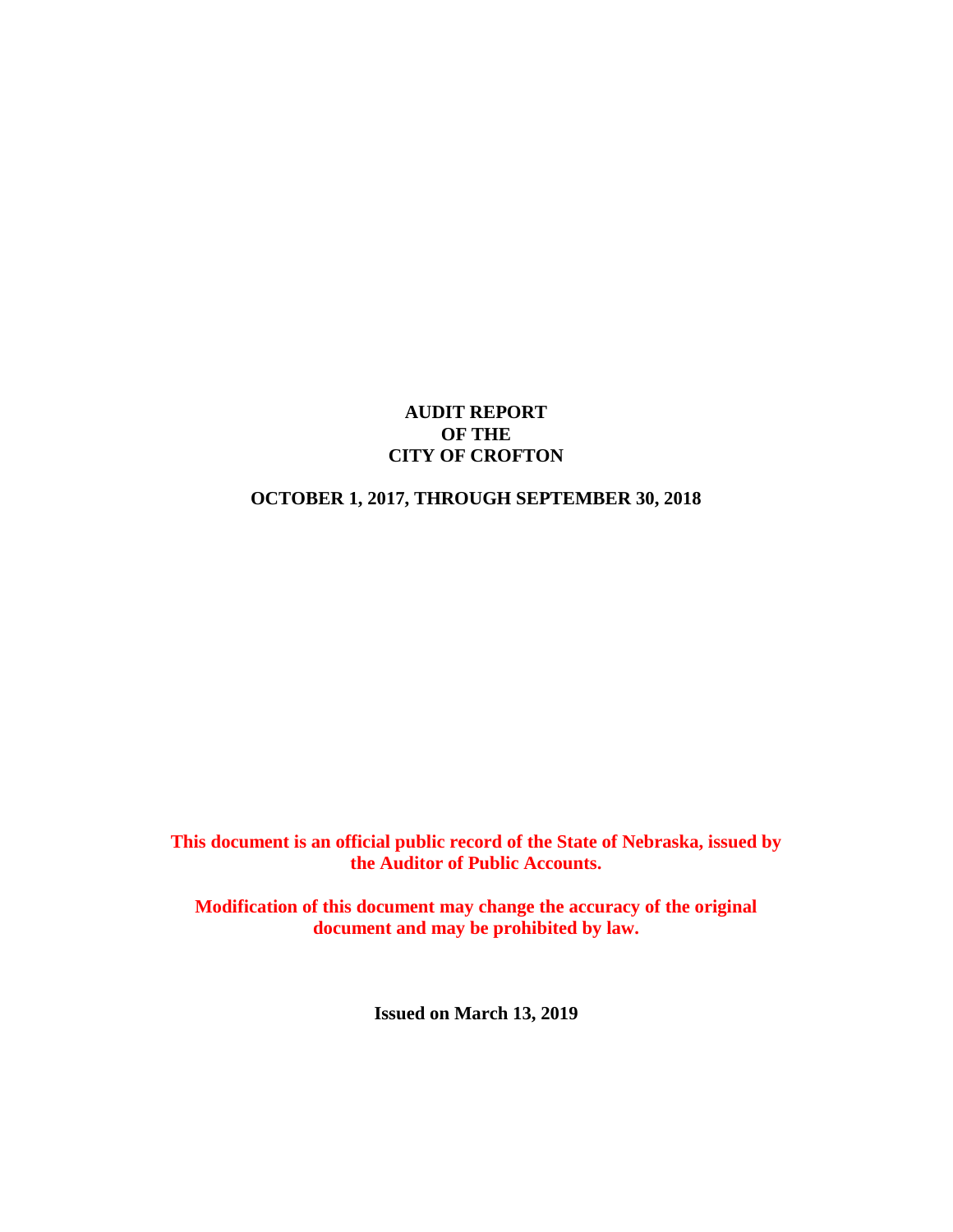# AUDIT REPORT OF THE CITY OF CROFTON

## OCTOBER 1, 2017, THROUGH SEPTEMBER 30, 2018

**This document is an official public record of the State of Nebraska, issued by the Auditor of Public Accounts.**

**Modification of this document may change the accuracy of the original document and may be prohibited by law.**

**Issued on March 13, 2019**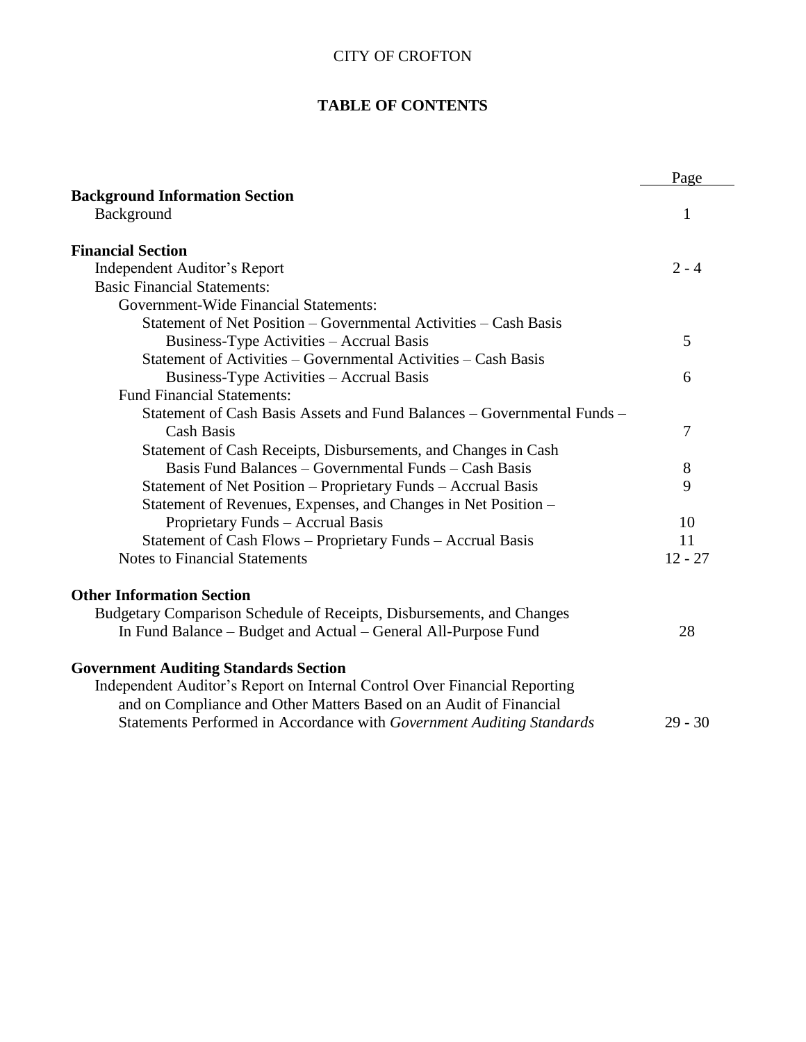CITY OF CROFTON

# TABLE OF CONTENTS

| | Page |
|---|---|
| **Background Information Section** | |
| Background | 1 |
| **Financial Section** | |
| Independent Auditor's Report | 2 - 4 |
| Basic Financial Statements: | |
| Government-Wide Financial Statements: | |
| Statement of Net Position – Governmental Activities – Cash Basis Business-Type Activities – Accrual Basis | 5 |
| Statement of Activities – Governmental Activities – Cash Basis Business-Type Activities – Accrual Basis | 6 |
| Fund Financial Statements: | |
| Statement of Cash Basis Assets and Fund Balances – Governmental Funds – Cash Basis | 7 |
| Statement of Cash Receipts, Disbursements, and Changes in Cash Basis Fund Balances – Governmental Funds – Cash Basis | 8 |
| Statement of Net Position – Proprietary Funds – Accrual Basis | 9 |
| Statement of Revenues, Expenses, and Changes in Net Position – Proprietary Funds – Accrual Basis | 10 |
| Statement of Cash Flows – Proprietary Funds – Accrual Basis | 11 |
| Notes to Financial Statements | 12 - 27 |
| **Other Information Section** | |
| Budgetary Comparison Schedule of Receipts, Disbursements, and Changes In Fund Balance – Budget and Actual – General All-Purpose Fund | 28 |
| **Government Auditing Standards Section** | |
| Independent Auditor's Report on Internal Control Over Financial Reporting and on Compliance and Other Matters Based on an Audit of Financial Statements Performed in Accordance with *Government Auditing Standards* | 29 - 30 |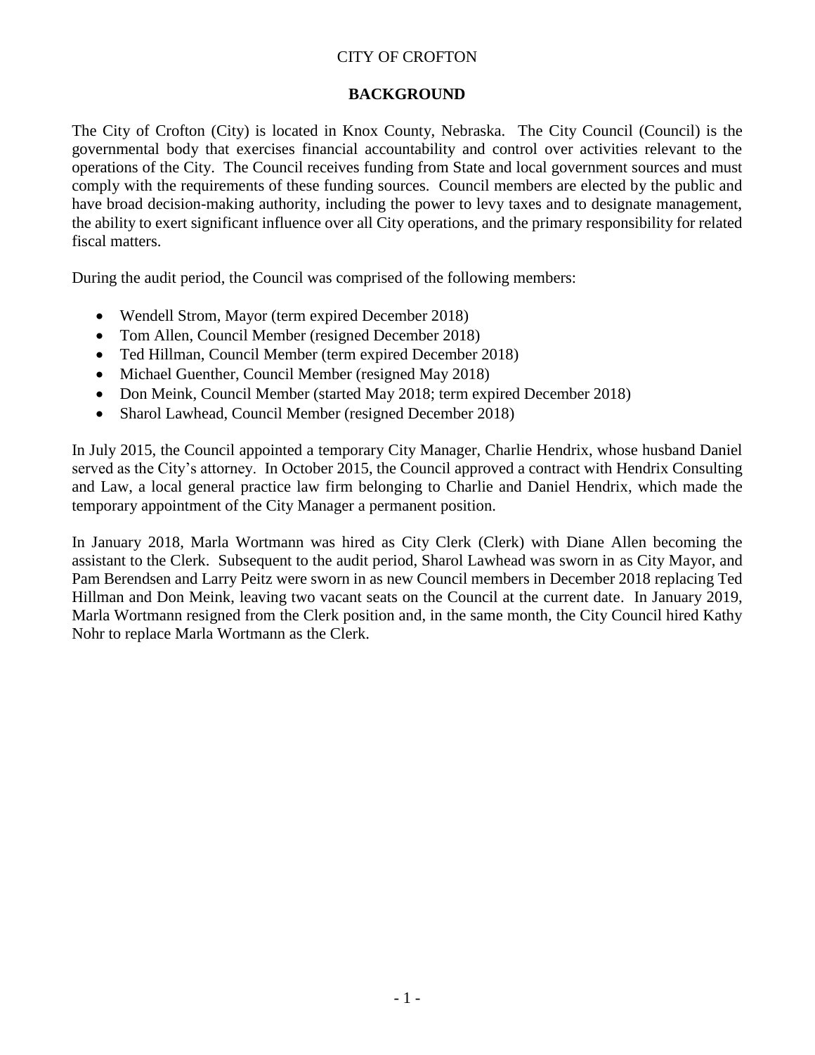CITY OF CROFTON

## BACKGROUND

The City of Crofton (City) is located in Knox County, Nebraska. The City Council (Council) is the governmental body that exercises financial accountability and control over activities relevant to the operations of the City. The Council receives funding from State and local government sources and must comply with the requirements of these funding sources. Council members are elected by the public and have broad decision-making authority, including the power to levy taxes and to designate management, the ability to exert significant influence over all City operations, and the primary responsibility for related fiscal matters.

During the audit period, the Council was comprised of the following members:

- Wendell Strom, Mayor (term expired December 2018)
- Tom Allen, Council Member (resigned December 2018)
- Ted Hillman, Council Member (term expired December 2018)
- Michael Guenther, Council Member (resigned May 2018)
- Don Meink, Council Member (started May 2018; term expired December 2018)
- Sharol Lawhead, Council Member (resigned December 2018)

In July 2015, the Council appointed a temporary City Manager, Charlie Hendrix, whose husband Daniel served as the City's attorney. In October 2015, the Council approved a contract with Hendrix Consulting and Law, a local general practice law firm belonging to Charlie and Daniel Hendrix, which made the temporary appointment of the City Manager a permanent position.

In January 2018, Marla Wortmann was hired as City Clerk (Clerk) with Diane Allen becoming the assistant to the Clerk. Subsequent to the audit period, Sharol Lawhead was sworn in as City Mayor, and Pam Berendsen and Larry Peitz were sworn in as new Council members in December 2018 replacing Ted Hillman and Don Meink, leaving two vacant seats on the Council at the current date. In January 2019, Marla Wortmann resigned from the Clerk position and, in the same month, the City Council hired Kathy Nohr to replace Marla Wortmann as the Clerk.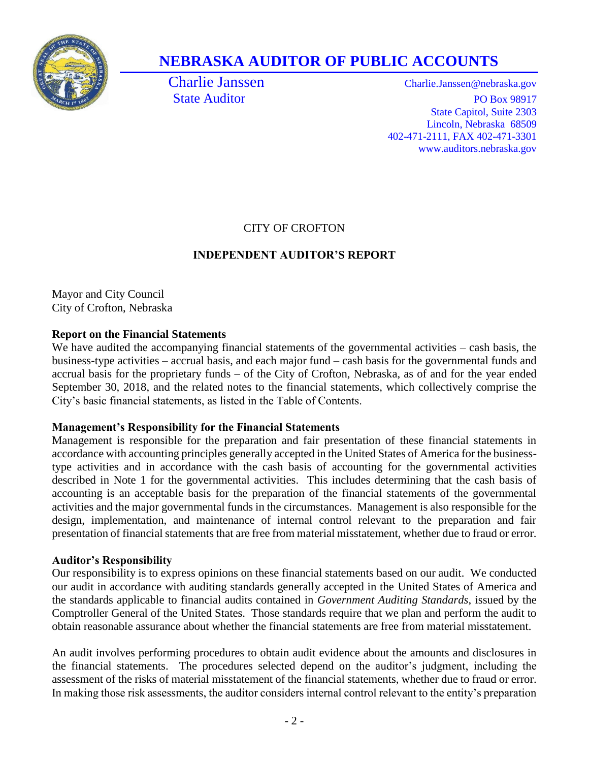# NEBRASKA AUDITOR OF PUBLIC ACCOUNTS

Charlie Janssen
State Auditor

Charlie.Janssen@nebraska.gov
PO Box 98917
State Capitol, Suite 2303
Lincoln, Nebraska 68509
402-471-2111, FAX 402-471-3301
www.auditors.nebraska.gov

CITY OF CROFTON

**INDEPENDENT AUDITOR'S REPORT**

Mayor and City Council
City of Crofton, Nebraska

**Report on the Financial Statements**

We have audited the accompanying financial statements of the governmental activities – cash basis, the business-type activities – accrual basis, and each major fund – cash basis for the governmental funds and accrual basis for the proprietary funds – of the City of Crofton, Nebraska, as of and for the year ended September 30, 2018, and the related notes to the financial statements, which collectively comprise the City's basic financial statements, as listed in the Table of Contents.

**Management's Responsibility for the Financial Statements**

Management is responsible for the preparation and fair presentation of these financial statements in accordance with accounting principles generally accepted in the United States of America for the business-type activities and in accordance with the cash basis of accounting for the governmental activities described in Note 1 for the governmental activities. This includes determining that the cash basis of accounting is an acceptable basis for the preparation of the financial statements of the governmental activities and the major governmental funds in the circumstances. Management is also responsible for the design, implementation, and maintenance of internal control relevant to the preparation and fair presentation of financial statements that are free from material misstatement, whether due to fraud or error.

**Auditor's Responsibility**

Our responsibility is to express opinions on these financial statements based on our audit. We conducted our audit in accordance with auditing standards generally accepted in the United States of America and the standards applicable to financial audits contained in *Government Auditing Standards*, issued by the Comptroller General of the United States. Those standards require that we plan and perform the audit to obtain reasonable assurance about whether the financial statements are free from material misstatement.

An audit involves performing procedures to obtain audit evidence about the amounts and disclosures in the financial statements. The procedures selected depend on the auditor's judgment, including the assessment of the risks of material misstatement of the financial statements, whether due to fraud or error. In making those risk assessments, the auditor considers internal control relevant to the entity's preparation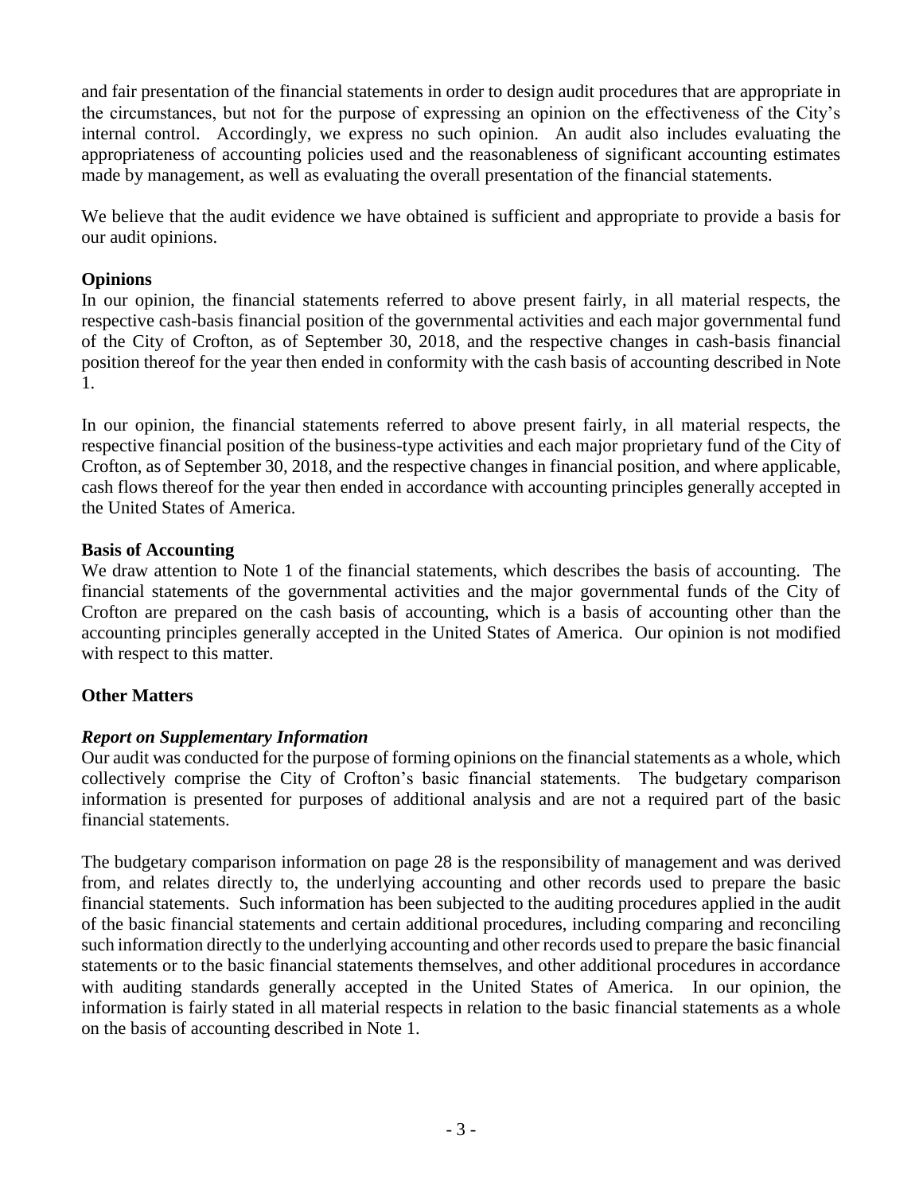and fair presentation of the financial statements in order to design audit procedures that are appropriate in the circumstances, but not for the purpose of expressing an opinion on the effectiveness of the City's internal control. Accordingly, we express no such opinion. An audit also includes evaluating the appropriateness of accounting policies used and the reasonableness of significant accounting estimates made by management, as well as evaluating the overall presentation of the financial statements.

We believe that the audit evidence we have obtained is sufficient and appropriate to provide a basis for our audit opinions.

**Opinions**

In our opinion, the financial statements referred to above present fairly, in all material respects, the respective cash-basis financial position of the governmental activities and each major governmental fund of the City of Crofton, as of September 30, 2018, and the respective changes in cash-basis financial position thereof for the year then ended in conformity with the cash basis of accounting described in Note 1.

In our opinion, the financial statements referred to above present fairly, in all material respects, the respective financial position of the business-type activities and each major proprietary fund of the City of Crofton, as of September 30, 2018, and the respective changes in financial position, and where applicable, cash flows thereof for the year then ended in accordance with accounting principles generally accepted in the United States of America.

**Basis of Accounting**

We draw attention to Note 1 of the financial statements, which describes the basis of accounting. The financial statements of the governmental activities and the major governmental funds of the City of Crofton are prepared on the cash basis of accounting, which is a basis of accounting other than the accounting principles generally accepted in the United States of America. Our opinion is not modified with respect to this matter.

**Other Matters**

***Report on Supplementary Information***

Our audit was conducted for the purpose of forming opinions on the financial statements as a whole, which collectively comprise the City of Crofton's basic financial statements. The budgetary comparison information is presented for purposes of additional analysis and are not a required part of the basic financial statements.

The budgetary comparison information on page 28 is the responsibility of management and was derived from, and relates directly to, the underlying accounting and other records used to prepare the basic financial statements. Such information has been subjected to the auditing procedures applied in the audit of the basic financial statements and certain additional procedures, including comparing and reconciling such information directly to the underlying accounting and other records used to prepare the basic financial statements or to the basic financial statements themselves, and other additional procedures in accordance with auditing standards generally accepted in the United States of America. In our opinion, the information is fairly stated in all material respects in relation to the basic financial statements as a whole on the basis of accounting described in Note 1.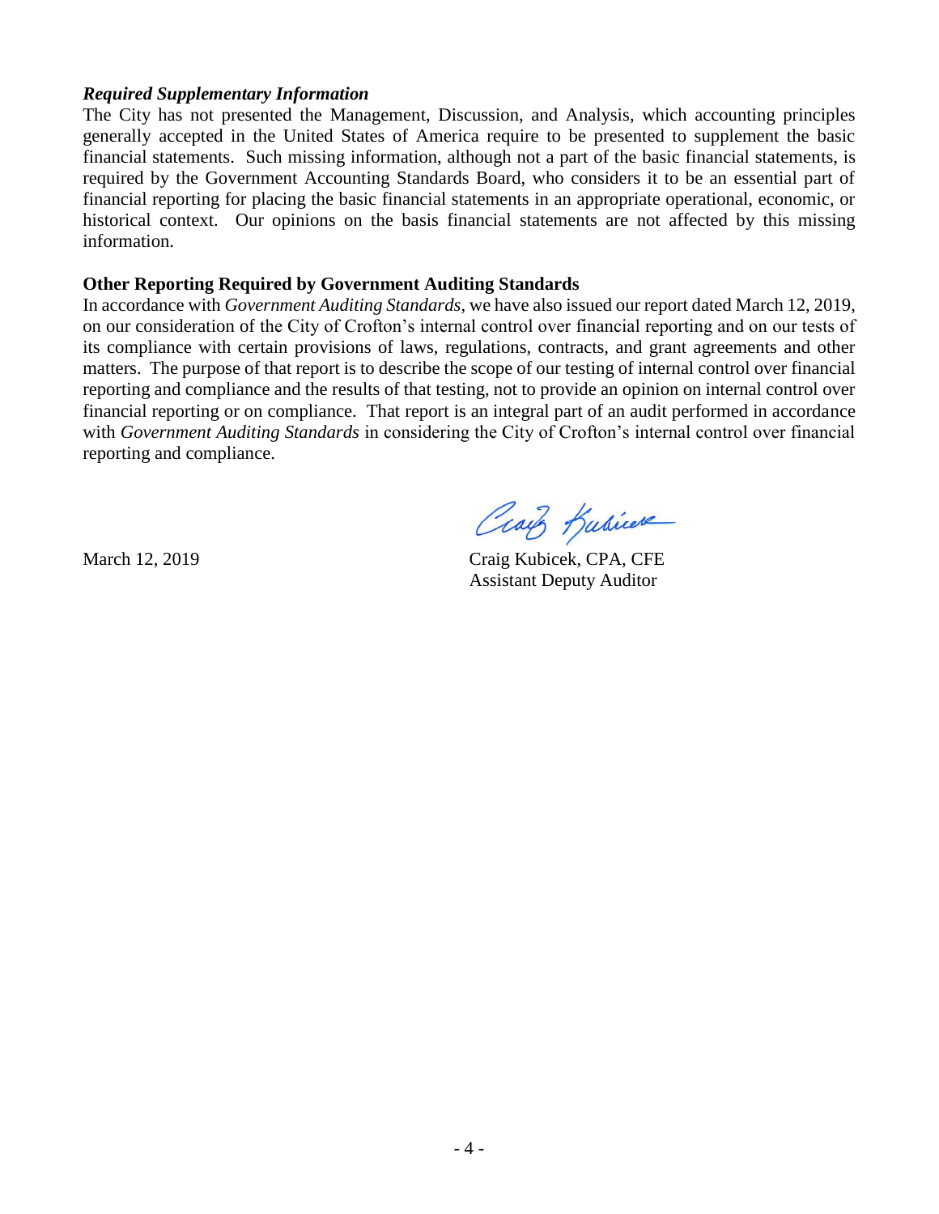***Required Supplementary Information***

The City has not presented the Management, Discussion, and Analysis, which accounting principles generally accepted in the United States of America require to be presented to supplement the basic financial statements. Such missing information, although not a part of the basic financial statements, is required by the Government Accounting Standards Board, who considers it to be an essential part of financial reporting for placing the basic financial statements in an appropriate operational, economic, or historical context. Our opinions on the basis financial statements are not affected by this missing information.

**Other Reporting Required by Government Auditing Standards**

In accordance with *Government Auditing Standards*, we have also issued our report dated March 12, 2019, on our consideration of the City of Crofton's internal control over financial reporting and on our tests of its compliance with certain provisions of laws, regulations, contracts, and grant agreements and other matters. The purpose of that report is to describe the scope of our testing of internal control over financial reporting and compliance and the results of that testing, not to provide an opinion on internal control over financial reporting or on compliance. That report is an integral part of an audit performed in accordance with *Government Auditing Standards* in considering the City of Crofton's internal control over financial reporting and compliance.

March 12, 2019

Craig Kubicek, CPA, CFE
Assistant Deputy Auditor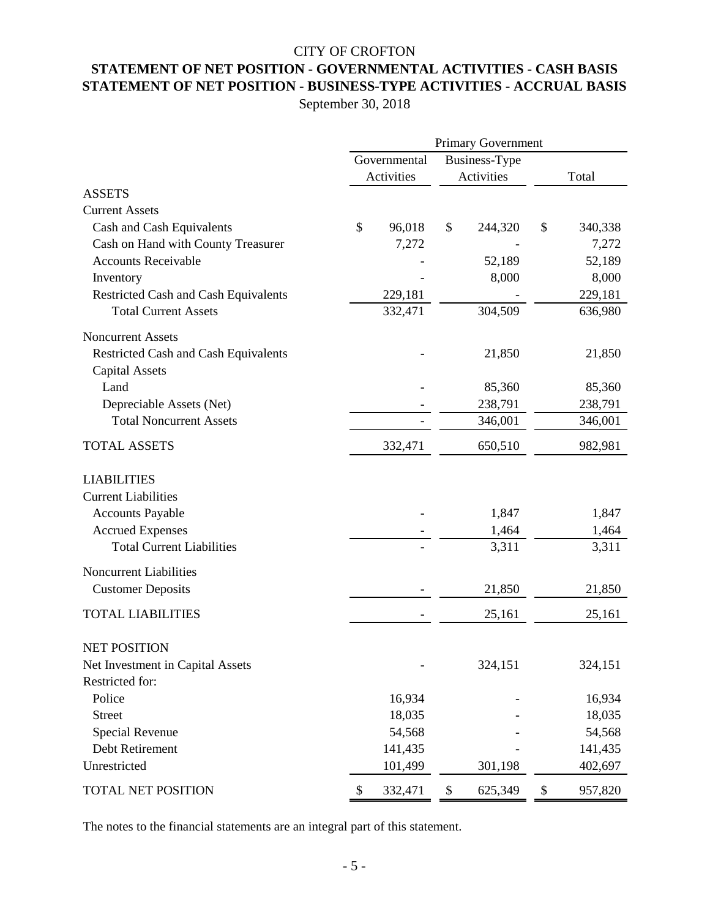CITY OF CROFTON

# STATEMENT OF NET POSITION - GOVERNMENTAL ACTIVITIES - CASH BASIS
# STATEMENT OF NET POSITION - BUSINESS-TYPE ACTIVITIES - ACCRUAL BASIS

September 30, 2018

| | Primary Government | | |
|---|---|---|---|
| | Governmental Activities | Business-Type Activities | Total |
| **ASSETS** | | | |
| Current Assets | | | |
| Cash and Cash Equivalents | $ 96,018 | $ 244,320 | $ 340,338 |
| Cash on Hand with County Treasurer | 7,272 | - | 7,272 |
| Accounts Receivable | - | 52,189 | 52,189 |
| Inventory | - | 8,000 | 8,000 |
| Restricted Cash and Cash Equivalents | 229,181 | - | 229,181 |
| Total Current Assets | 332,471 | 304,509 | 636,980 |
| Noncurrent Assets | | | |
| Restricted Cash and Cash Equivalents | - | 21,850 | 21,850 |
| Capital Assets | | | |
| Land | - | 85,360 | 85,360 |
| Depreciable Assets (Net) | - | 238,791 | 238,791 |
| Total Noncurrent Assets | - | 346,001 | 346,001 |
| TOTAL ASSETS | 332,471 | 650,510 | 982,981 |
| **LIABILITIES** | | | |
| Current Liabilities | | | |
| Accounts Payable | - | 1,847 | 1,847 |
| Accrued Expenses | - | 1,464 | 1,464 |
| Total Current Liabilities | - | 3,311 | 3,311 |
| Noncurrent Liabilities | | | |
| Customer Deposits | - | 21,850 | 21,850 |
| TOTAL LIABILITIES | - | 25,161 | 25,161 |
| **NET POSITION** | | | |
| Net Investment in Capital Assets | - | 324,151 | 324,151 |
| Restricted for: | | | |
| Police | 16,934 | - | 16,934 |
| Street | 18,035 | - | 18,035 |
| Special Revenue | 54,568 | - | 54,568 |
| Debt Retirement | 141,435 | - | 141,435 |
| Unrestricted | 101,499 | 301,198 | 402,697 |
| TOTAL NET POSITION | $ 332,471 | $ 625,349 | $ 957,820 |

The notes to the financial statements are an integral part of this statement.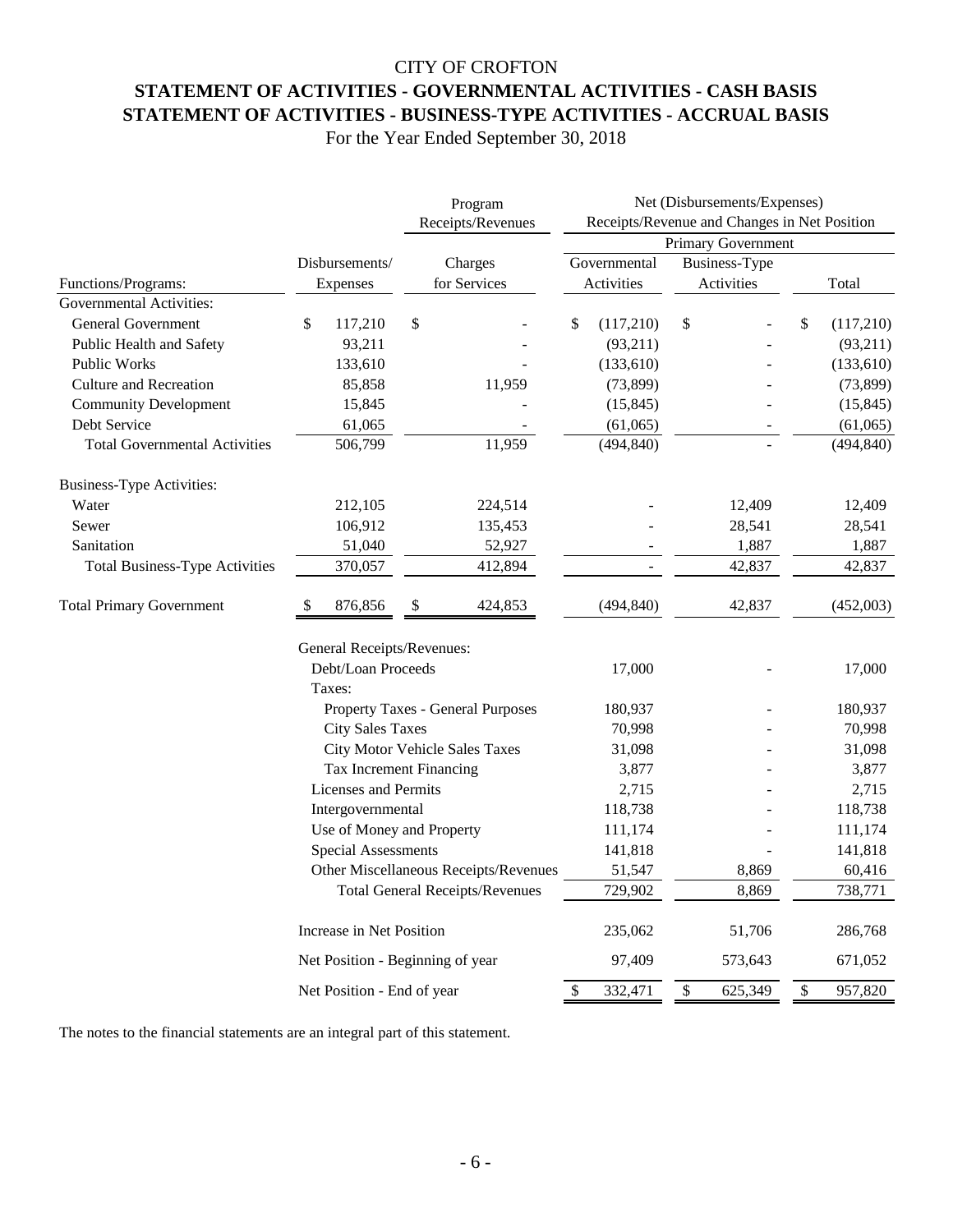# CITY OF CROFTON

## STATEMENT OF ACTIVITIES - GOVERNMENTAL ACTIVITIES - CASH BASIS
## STATEMENT OF ACTIVITIES - BUSINESS-TYPE ACTIVITIES - ACCRUAL BASIS

For the Year Ended September 30, 2018

| | | Program Receipts/Revenues | Net (Disbursements/Expenses) Receipts/Revenue and Changes in Net Position | | |
|---|---|---|---|---|---|
| | | | Primary Government | | |
| Functions/Programs: | Disbursements/ Expenses | Charges for Services | Governmental Activities | Business-Type Activities | Total |
| Governmental Activities: | | | | | |
| General Government | $ 117,210 | $ - | $ (117,210) | $ - | $ (117,210) |
| Public Health and Safety | 93,211 | - | (93,211) | - | (93,211) |
| Public Works | 133,610 | - | (133,610) | - | (133,610) |
| Culture and Recreation | 85,858 | 11,959 | (73,899) | - | (73,899) |
| Community Development | 15,845 | - | (15,845) | - | (15,845) |
| Debt Service | 61,065 | - | (61,065) | - | (61,065) |
| Total Governmental Activities | 506,799 | 11,959 | (494,840) | - | (494,840) |
| Business-Type Activities: | | | | | |
| Water | 212,105 | 224,514 | - | 12,409 | 12,409 |
| Sewer | 106,912 | 135,453 | - | 28,541 | 28,541 |
| Sanitation | 51,040 | 52,927 | - | 1,887 | 1,887 |
| Total Business-Type Activities | 370,057 | 412,894 | - | 42,837 | 42,837 |
| Total Primary Government | $ 876,856 | $ 424,853 | (494,840) | 42,837 | (452,003) |
| | General Receipts/Revenues: | | | | |
| | Debt/Loan Proceeds | | 17,000 | - | 17,000 |
| | Taxes: | | | | |
| | Property Taxes - General Purposes | | 180,937 | - | 180,937 |
| | City Sales Taxes | | 70,998 | - | 70,998 |
| | City Motor Vehicle Sales Taxes | | 31,098 | - | 31,098 |
| | Tax Increment Financing | | 3,877 | - | 3,877 |
| | Licenses and Permits | | 2,715 | - | 2,715 |
| | Intergovernmental | | 118,738 | - | 118,738 |
| | Use of Money and Property | | 111,174 | - | 111,174 |
| | Special Assessments | | 141,818 | - | 141,818 |
| | Other Miscellaneous Receipts/Revenues | | 51,547 | 8,869 | 60,416 |
| | Total General Receipts/Revenues | | 729,902 | 8,869 | 738,771 |
| | Increase in Net Position | | 235,062 | 51,706 | 286,768 |
| | Net Position - Beginning of year | | 97,409 | 573,643 | 671,052 |
| | Net Position - End of year | | $ 332,471 | $ 625,349 | $ 957,820 |

The notes to the financial statements are an integral part of this statement.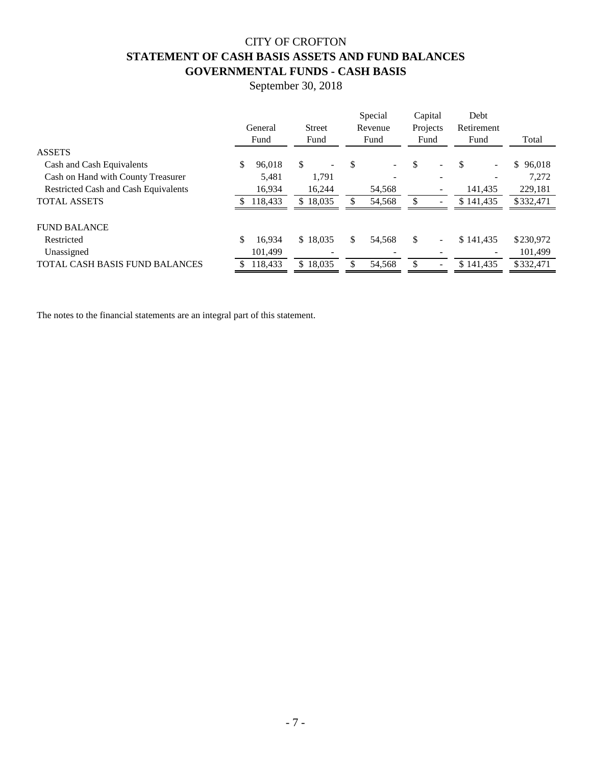# CITY OF CROFTON

## STATEMENT OF CASH BASIS ASSETS AND FUND BALANCES

## GOVERNMENTAL FUNDS - CASH BASIS

September 30, 2018

| | General Fund | Street Fund | Special Revenue Fund | Capital Projects Fund | Debt Retirement Fund | Total |
|---|---|---|---|---|---|---|
| ASSETS | | | | | | |
| Cash and Cash Equivalents | $ 96,018 | $ - | $ - | $ - | $ - | $ 96,018 |
| Cash on Hand with County Treasurer | 5,481 | 1,791 | - | - | - | 7,272 |
| Restricted Cash and Cash Equivalents | 16,934 | 16,244 | 54,568 | - | 141,435 | 229,181 |
| TOTAL ASSETS | $ 118,433 | $ 18,035 | $ 54,568 | $ - | $ 141,435 | $332,471 |
| FUND BALANCE | | | | | | |
| Restricted | $ 16,934 | $ 18,035 | $ 54,568 | $ - | $ 141,435 | $230,972 |
| Unassigned | 101,499 | - | - | - | - | 101,499 |
| TOTAL CASH BASIS FUND BALANCES | $ 118,433 | $ 18,035 | $ 54,568 | $ - | $ 141,435 | $332,471 |

The notes to the financial statements are an integral part of this statement.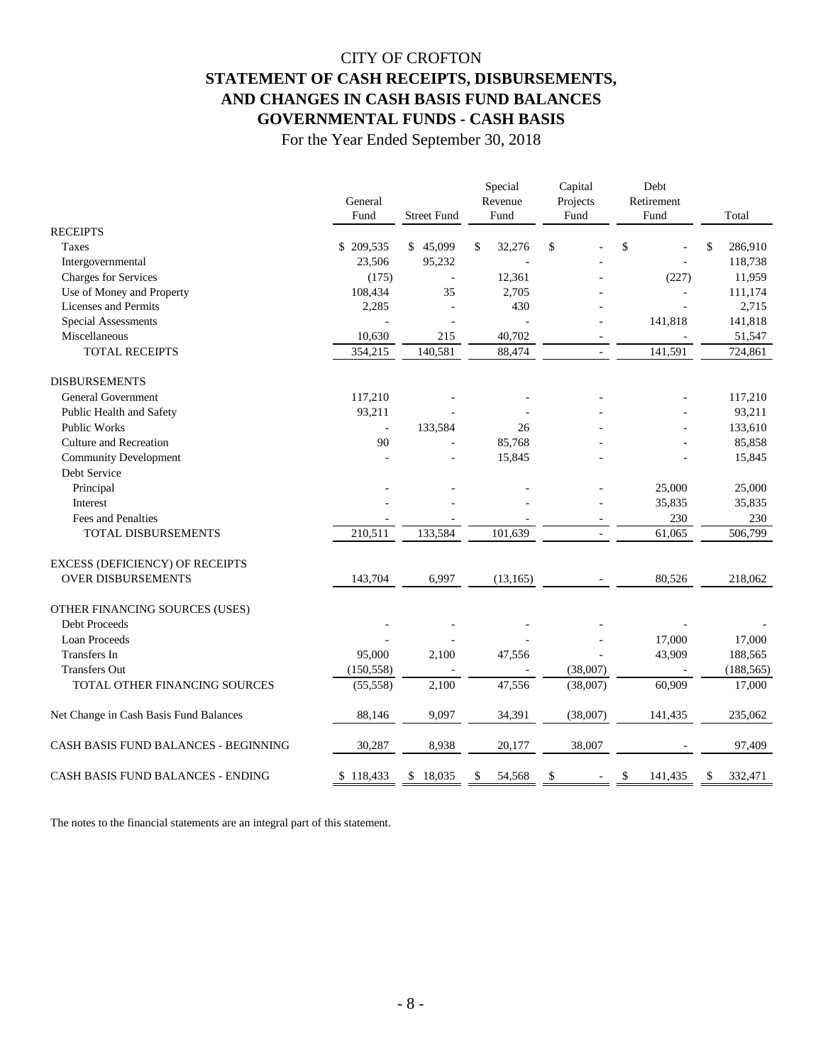# CITY OF CROFTON

## STATEMENT OF CASH RECEIPTS, DISBURSEMENTS, AND CHANGES IN CASH BASIS FUND BALANCES GOVERNMENTAL FUNDS - CASH BASIS

For the Year Ended September 30, 2018

| | General Fund | Street Fund | Special Revenue Fund | Capital Projects Fund | Debt Retirement Fund | Total |
|---|---|---|---|---|---|---|
| RECEIPTS | | | | | | |
| Taxes | $ 209,535 | $ 45,099 | $ 32,276 | $ - | $ - | $ 286,910 |
| Intergovernmental | 23,506 | 95,232 | - | - | - | 118,738 |
| Charges for Services | (175) | - | 12,361 | - | (227) | 11,959 |
| Use of Money and Property | 108,434 | 35 | 2,705 | - | - | 111,174 |
| Licenses and Permits | 2,285 | - | 430 | - | - | 2,715 |
| Special Assessments | - | - | - | - | 141,818 | 141,818 |
| Miscellaneous | 10,630 | 215 | 40,702 | - | - | 51,547 |
| TOTAL RECEIPTS | 354,215 | 140,581 | 88,474 | - | 141,591 | 724,861 |
| DISBURSEMENTS | | | | | | |
| General Government | 117,210 | - | - | - | - | 117,210 |
| Public Health and Safety | 93,211 | - | - | - | - | 93,211 |
| Public Works | - | 133,584 | 26 | - | - | 133,610 |
| Culture and Recreation | 90 | - | 85,768 | - | - | 85,858 |
| Community Development | - | - | 15,845 | - | - | 15,845 |
| Debt Service | | | | | | |
| Principal | - | - | - | - | 25,000 | 25,000 |
| Interest | - | - | - | - | 35,835 | 35,835 |
| Fees and Penalties | - | - | - | - | 230 | 230 |
| TOTAL DISBURSEMENTS | 210,511 | 133,584 | 101,639 | - | 61,065 | 506,799 |
| EXCESS (DEFICIENCY) OF RECEIPTS OVER DISBURSEMENTS | 143,704 | 6,997 | (13,165) | - | 80,526 | 218,062 |
| OTHER FINANCING SOURCES (USES) | | | | | | |
| Debt Proceeds | - | - | - | - | - | - |
| Loan Proceeds | - | - | - | - | 17,000 | 17,000 |
| Transfers In | 95,000 | 2,100 | 47,556 | - | 43,909 | 188,565 |
| Transfers Out | (150,558) | - | - | (38,007) | - | (188,565) |
| TOTAL OTHER FINANCING SOURCES | (55,558) | 2,100 | 47,556 | (38,007) | 60,909 | 17,000 |
| Net Change in Cash Basis Fund Balances | 88,146 | 9,097 | 34,391 | (38,007) | 141,435 | 235,062 |
| CASH BASIS FUND BALANCES - BEGINNING | 30,287 | 8,938 | 20,177 | 38,007 | - | 97,409 |
| CASH BASIS FUND BALANCES - ENDING | $ 118,433 | $ 18,035 | $ 54,568 | $ - | $ 141,435 | $ 332,471 |

The notes to the financial statements are an integral part of this statement.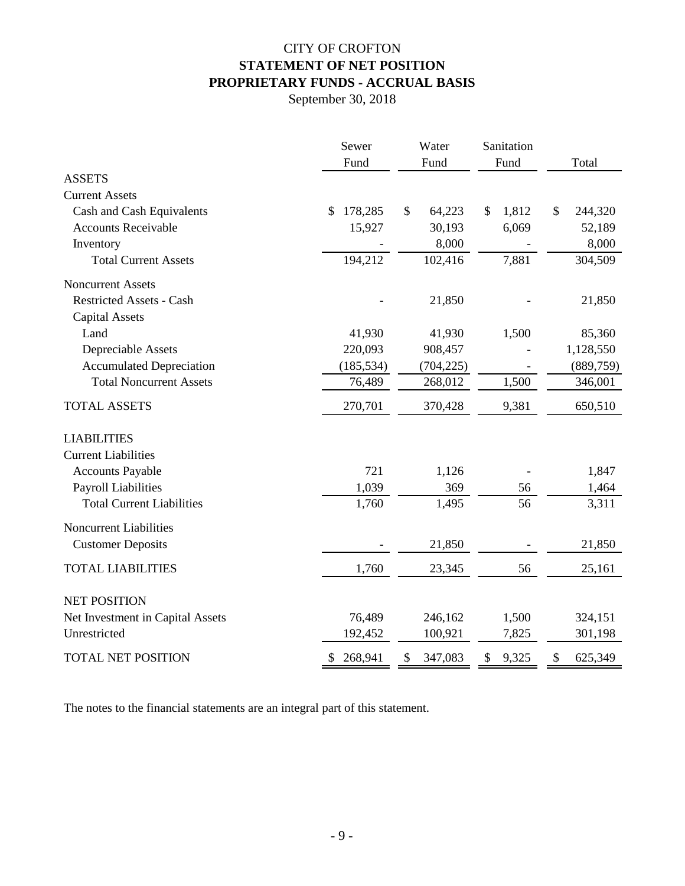# CITY OF CROFTON
## STATEMENT OF NET POSITION
## PROPRIETARY FUNDS - ACCRUAL BASIS
September 30, 2018

| | Sewer Fund | Water Fund | Sanitation Fund | Total |
|---|---|---|---|---|
| **ASSETS** | | | | |
| Current Assets | | | | |
| Cash and Cash Equivalents | $ 178,285 | $ 64,223 | $ 1,812 | $ 244,320 |
| Accounts Receivable | 15,927 | 30,193 | 6,069 | 52,189 |
| Inventory | - | 8,000 | - | 8,000 |
| Total Current Assets | 194,212 | 102,416 | 7,881 | 304,509 |
| Noncurrent Assets | | | | |
| Restricted Assets - Cash | - | 21,850 | - | 21,850 |
| Capital Assets | | | | |
| Land | 41,930 | 41,930 | 1,500 | 85,360 |
| Depreciable Assets | 220,093 | 908,457 | - | 1,128,550 |
| Accumulated Depreciation | (185,534) | (704,225) | - | (889,759) |
| Total Noncurrent Assets | 76,489 | 268,012 | 1,500 | 346,001 |
| TOTAL ASSETS | 270,701 | 370,428 | 9,381 | 650,510 |
| **LIABILITIES** | | | | |
| Current Liabilities | | | | |
| Accounts Payable | 721 | 1,126 | - | 1,847 |
| Payroll Liabilities | 1,039 | 369 | 56 | 1,464 |
| Total Current Liabilities | 1,760 | 1,495 | 56 | 3,311 |
| Noncurrent Liabilities | | | | |
| Customer Deposits | - | 21,850 | - | 21,850 |
| TOTAL LIABILITIES | 1,760 | 23,345 | 56 | 25,161 |
| **NET POSITION** | | | | |
| Net Investment in Capital Assets | 76,489 | 246,162 | 1,500 | 324,151 |
| Unrestricted | 192,452 | 100,921 | 7,825 | 301,198 |
| TOTAL NET POSITION | $ 268,941 | $ 347,083 | $ 9,325 | $ 625,349 |

The notes to the financial statements are an integral part of this statement.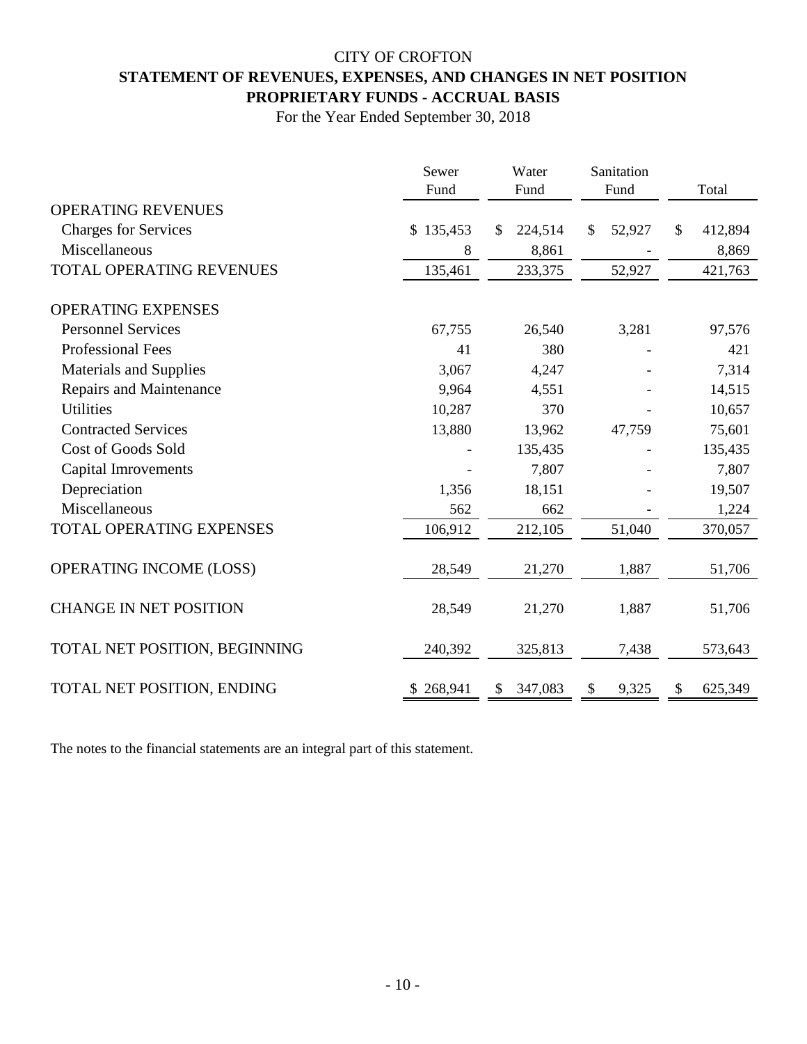# CITY OF CROFTON

## STATEMENT OF REVENUES, EXPENSES, AND CHANGES IN NET POSITION

## PROPRIETARY FUNDS - ACCRUAL BASIS

For the Year Ended September 30, 2018

| | Sewer Fund | Water Fund | Sanitation Fund | Total |
|---|---|---|---|---|
| OPERATING REVENUES | | | | |
| Charges for Services | $ 135,453 | $ 224,514 | $ 52,927 | $ 412,894 |
| Miscellaneous | 8 | 8,861 | - | 8,869 |
| TOTAL OPERATING REVENUES | 135,461 | 233,375 | 52,927 | 421,763 |
| OPERATING EXPENSES | | | | |
| Personnel Services | 67,755 | 26,540 | 3,281 | 97,576 |
| Professional Fees | 41 | 380 | - | 421 |
| Materials and Supplies | 3,067 | 4,247 | - | 7,314 |
| Repairs and Maintenance | 9,964 | 4,551 | - | 14,515 |
| Utilities | 10,287 | 370 | - | 10,657 |
| Contracted Services | 13,880 | 13,962 | 47,759 | 75,601 |
| Cost of Goods Sold | - | 135,435 | - | 135,435 |
| Capital Imrovements | - | 7,807 | - | 7,807 |
| Depreciation | 1,356 | 18,151 | - | 19,507 |
| Miscellaneous | 562 | 662 | - | 1,224 |
| TOTAL OPERATING EXPENSES | 106,912 | 212,105 | 51,040 | 370,057 |
| OPERATING INCOME (LOSS) | 28,549 | 21,270 | 1,887 | 51,706 |
| CHANGE IN NET POSITION | 28,549 | 21,270 | 1,887 | 51,706 |
| TOTAL NET POSITION, BEGINNING | 240,392 | 325,813 | 7,438 | 573,643 |
| TOTAL NET POSITION, ENDING | $ 268,941 | $ 347,083 | $ 9,325 | $ 625,349 |

The notes to the financial statements are an integral part of this statement.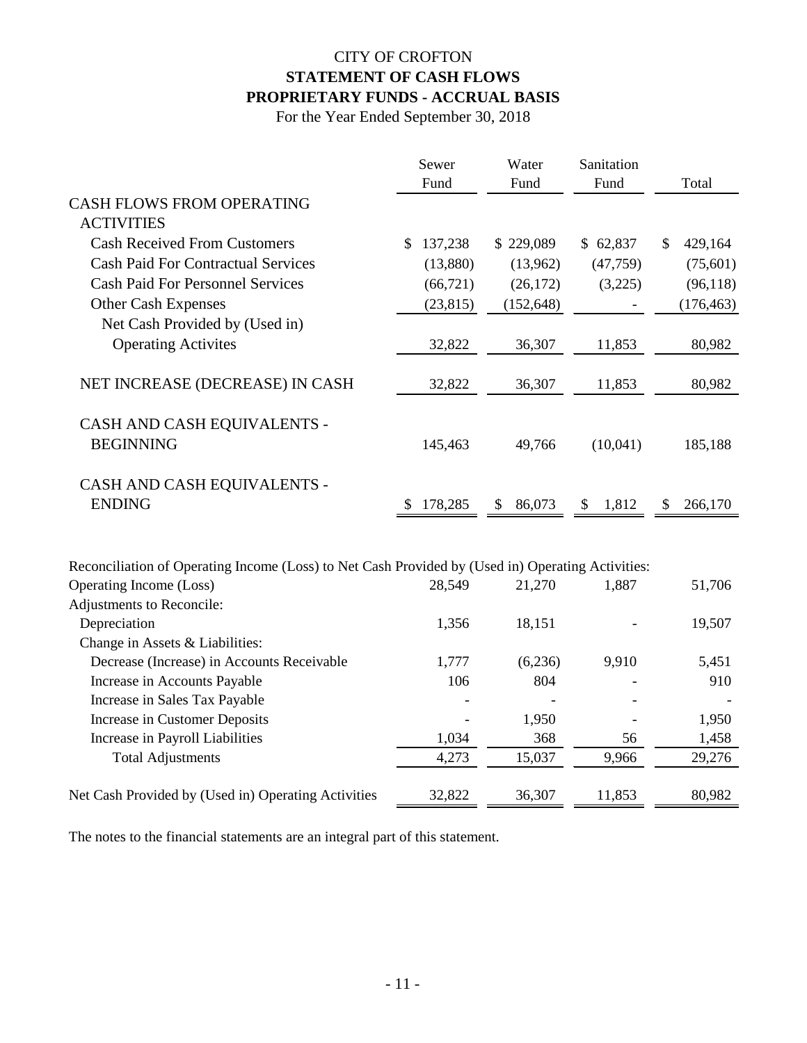# CITY OF CROFTON
## STATEMENT OF CASH FLOWS
## PROPRIETARY FUNDS - ACCRUAL BASIS
For the Year Ended September 30, 2018

| | Sewer Fund | Water Fund | Sanitation Fund | Total |
|---|---|---|---|---|
| CASH FLOWS FROM OPERATING ACTIVITIES | | | | |
| Cash Received From Customers | $ 137,238 | $ 229,089 | $ 62,837 | $ 429,164 |
| Cash Paid For Contractual Services | (13,880) | (13,962) | (47,759) | (75,601) |
| Cash Paid For Personnel Services | (66,721) | (26,172) | (3,225) | (96,118) |
| Other Cash Expenses | (23,815) | (152,648) | - | (176,463) |
| Net Cash Provided by (Used in) Operating Activites | 32,822 | 36,307 | 11,853 | 80,982 |
| NET INCREASE (DECREASE) IN CASH | 32,822 | 36,307 | 11,853 | 80,982 |
| CASH AND CASH EQUIVALENTS - BEGINNING | 145,463 | 49,766 | (10,041) | 185,188 |
| CASH AND CASH EQUIVALENTS - ENDING | $ 178,285 | $ 86,073 | $ 1,812 | $ 266,170 |

| Reconciliation of Operating Income (Loss) to Net Cash Provided by (Used in) Operating Activities: | | | | |
|---|---|---|---|---|
| Operating Income (Loss) | 28,549 | 21,270 | 1,887 | 51,706 |
| Adjustments to Reconcile: | | | | |
| Depreciation | 1,356 | 18,151 | - | 19,507 |
| Change in Assets & Liabilities: | | | | |
| Decrease (Increase) in Accounts Receivable | 1,777 | (6,236) | 9,910 | 5,451 |
| Increase in Accounts Payable | 106 | 804 | - | 910 |
| Increase in Sales Tax Payable | - | - | - | - |
| Increase in Customer Deposits | - | 1,950 | - | 1,950 |
| Increase in Payroll Liabilities | 1,034 | 368 | 56 | 1,458 |
| Total Adjustments | 4,273 | 15,037 | 9,966 | 29,276 |
| Net Cash Provided by (Used in) Operating Activities | 32,822 | 36,307 | 11,853 | 80,982 |

The notes to the financial statements are an integral part of this statement.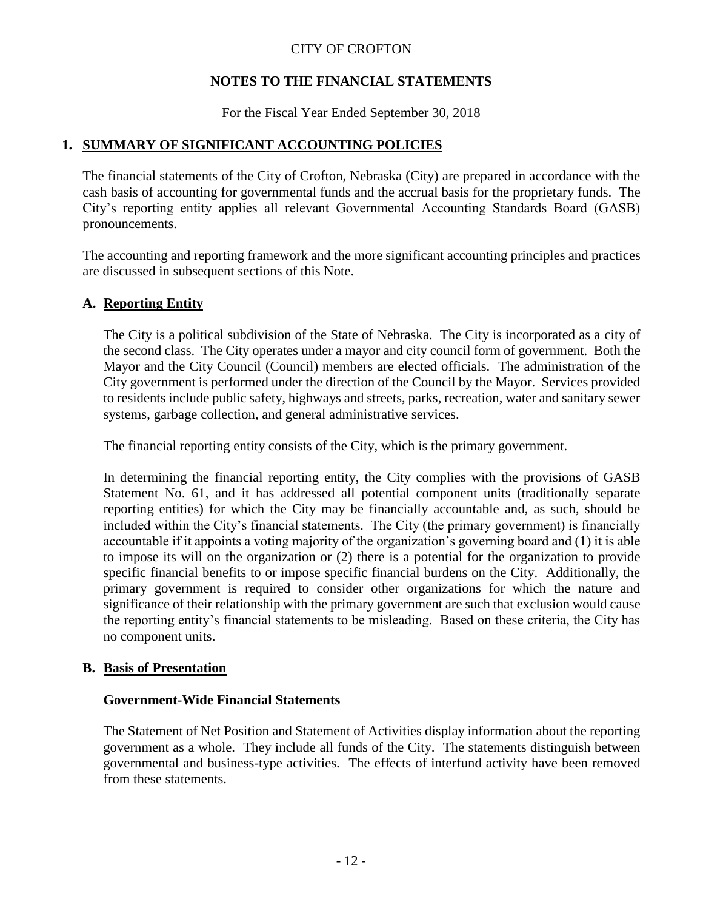CITY OF CROFTON

**NOTES TO THE FINANCIAL STATEMENTS**

For the Fiscal Year Ended September 30, 2018

## 1. SUMMARY OF SIGNIFICANT ACCOUNTING POLICIES

The financial statements of the City of Crofton, Nebraska (City) are prepared in accordance with the cash basis of accounting for governmental funds and the accrual basis for the proprietary funds. The City's reporting entity applies all relevant Governmental Accounting Standards Board (GASB) pronouncements.

The accounting and reporting framework and the more significant accounting principles and practices are discussed in subsequent sections of this Note.

### A. Reporting Entity

The City is a political subdivision of the State of Nebraska. The City is incorporated as a city of the second class. The City operates under a mayor and city council form of government. Both the Mayor and the City Council (Council) members are elected officials. The administration of the City government is performed under the direction of the Council by the Mayor. Services provided to residents include public safety, highways and streets, parks, recreation, water and sanitary sewer systems, garbage collection, and general administrative services.

The financial reporting entity consists of the City, which is the primary government.

In determining the financial reporting entity, the City complies with the provisions of GASB Statement No. 61, and it has addressed all potential component units (traditionally separate reporting entities) for which the City may be financially accountable and, as such, should be included within the City's financial statements. The City (the primary government) is financially accountable if it appoints a voting majority of the organization's governing board and (1) it is able to impose its will on the organization or (2) there is a potential for the organization to provide specific financial benefits to or impose specific financial burdens on the City. Additionally, the primary government is required to consider other organizations for which the nature and significance of their relationship with the primary government are such that exclusion would cause the reporting entity's financial statements to be misleading. Based on these criteria, the City has no component units.

### B. Basis of Presentation

#### Government-Wide Financial Statements

The Statement of Net Position and Statement of Activities display information about the reporting government as a whole. They include all funds of the City. The statements distinguish between governmental and business-type activities. The effects of interfund activity have been removed from these statements.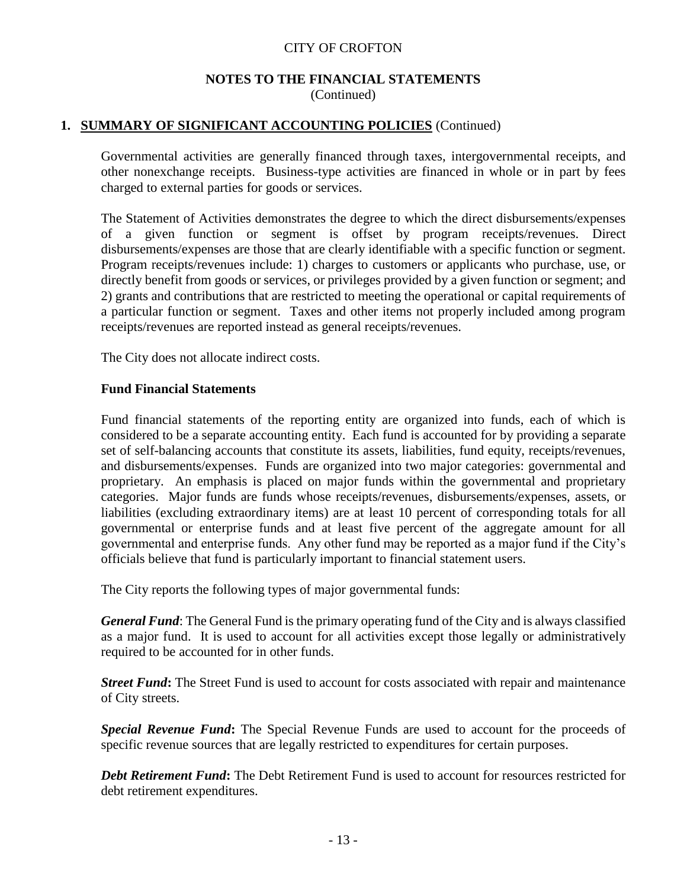## 1. SUMMARY OF SIGNIFICANT ACCOUNTING POLICIES (Continued)

Governmental activities are generally financed through taxes, intergovernmental receipts, and other nonexchange receipts. Business-type activities are financed in whole or in part by fees charged to external parties for goods or services.

The Statement of Activities demonstrates the degree to which the direct disbursements/expenses of a given function or segment is offset by program receipts/revenues. Direct disbursements/expenses are those that are clearly identifiable with a specific function or segment. Program receipts/revenues include: 1) charges to customers or applicants who purchase, use, or directly benefit from goods or services, or privileges provided by a given function or segment; and 2) grants and contributions that are restricted to meeting the operational or capital requirements of a particular function or segment. Taxes and other items not properly included among program receipts/revenues are reported instead as general receipts/revenues.

The City does not allocate indirect costs.

### Fund Financial Statements

Fund financial statements of the reporting entity are organized into funds, each of which is considered to be a separate accounting entity. Each fund is accounted for by providing a separate set of self-balancing accounts that constitute its assets, liabilities, fund equity, receipts/revenues, and disbursements/expenses. Funds are organized into two major categories: governmental and proprietary. An emphasis is placed on major funds within the governmental and proprietary categories. Major funds are funds whose receipts/revenues, disbursements/expenses, assets, or liabilities (excluding extraordinary items) are at least 10 percent of corresponding totals for all governmental or enterprise funds and at least five percent of the aggregate amount for all governmental and enterprise funds. Any other fund may be reported as a major fund if the City's officials believe that fund is particularly important to financial statement users.

The City reports the following types of major governmental funds:

***General Fund***: The General Fund is the primary operating fund of the City and is always classified as a major fund. It is used to account for all activities except those legally or administratively required to be accounted for in other funds.

***Street Fund*****:** The Street Fund is used to account for costs associated with repair and maintenance of City streets.

***Special Revenue Fund*****:** The Special Revenue Funds are used to account for the proceeds of specific revenue sources that are legally restricted to expenditures for certain purposes.

***Debt Retirement Fund*****:** The Debt Retirement Fund is used to account for resources restricted for debt retirement expenditures.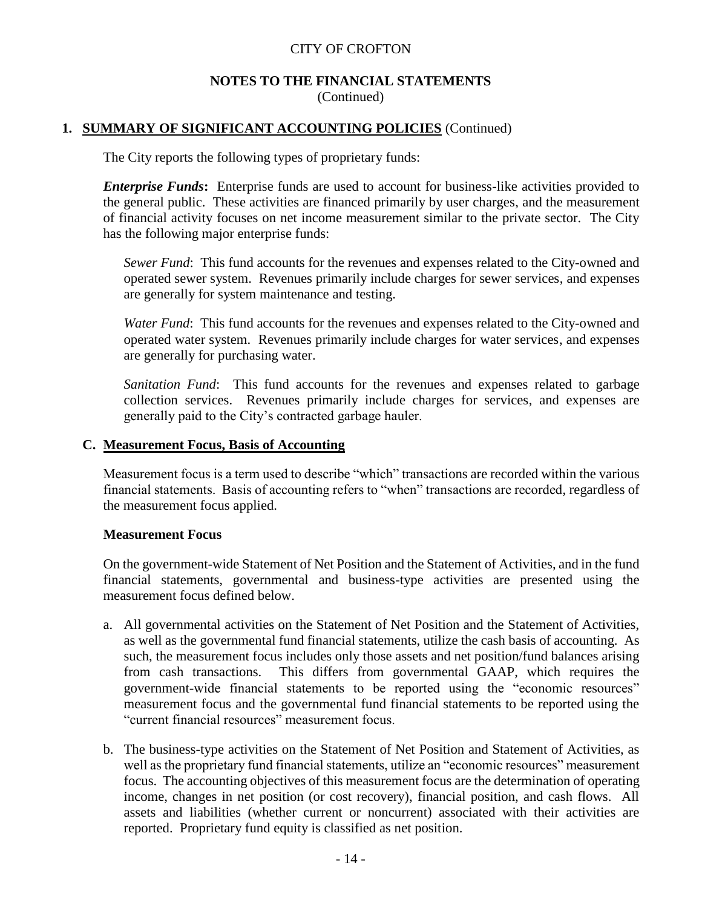## 1. SUMMARY OF SIGNIFICANT ACCOUNTING POLICIES (Continued)

The City reports the following types of proprietary funds:

***Enterprise Funds*:** Enterprise funds are used to account for business-like activities provided to the general public. These activities are financed primarily by user charges, and the measurement of financial activity focuses on net income measurement similar to the private sector. The City has the following major enterprise funds:

*Sewer Fund*: This fund accounts for the revenues and expenses related to the City-owned and operated sewer system. Revenues primarily include charges for sewer services, and expenses are generally for system maintenance and testing.

*Water Fund*: This fund accounts for the revenues and expenses related to the City-owned and operated water system. Revenues primarily include charges for water services, and expenses are generally for purchasing water.

*Sanitation Fund*: This fund accounts for the revenues and expenses related to garbage collection services. Revenues primarily include charges for services, and expenses are generally paid to the City's contracted garbage hauler.

### C. Measurement Focus, Basis of Accounting

Measurement focus is a term used to describe "which" transactions are recorded within the various financial statements. Basis of accounting refers to "when" transactions are recorded, regardless of the measurement focus applied.

**Measurement Focus**

On the government-wide Statement of Net Position and the Statement of Activities, and in the fund financial statements, governmental and business-type activities are presented using the measurement focus defined below.

a. All governmental activities on the Statement of Net Position and the Statement of Activities, as well as the governmental fund financial statements, utilize the cash basis of accounting. As such, the measurement focus includes only those assets and net position/fund balances arising from cash transactions. This differs from governmental GAAP, which requires the government-wide financial statements to be reported using the "economic resources" measurement focus and the governmental fund financial statements to be reported using the "current financial resources" measurement focus.

b. The business-type activities on the Statement of Net Position and Statement of Activities, as well as the proprietary fund financial statements, utilize an "economic resources" measurement focus. The accounting objectives of this measurement focus are the determination of operating income, changes in net position (or cost recovery), financial position, and cash flows. All assets and liabilities (whether current or noncurrent) associated with their activities are reported. Proprietary fund equity is classified as net position.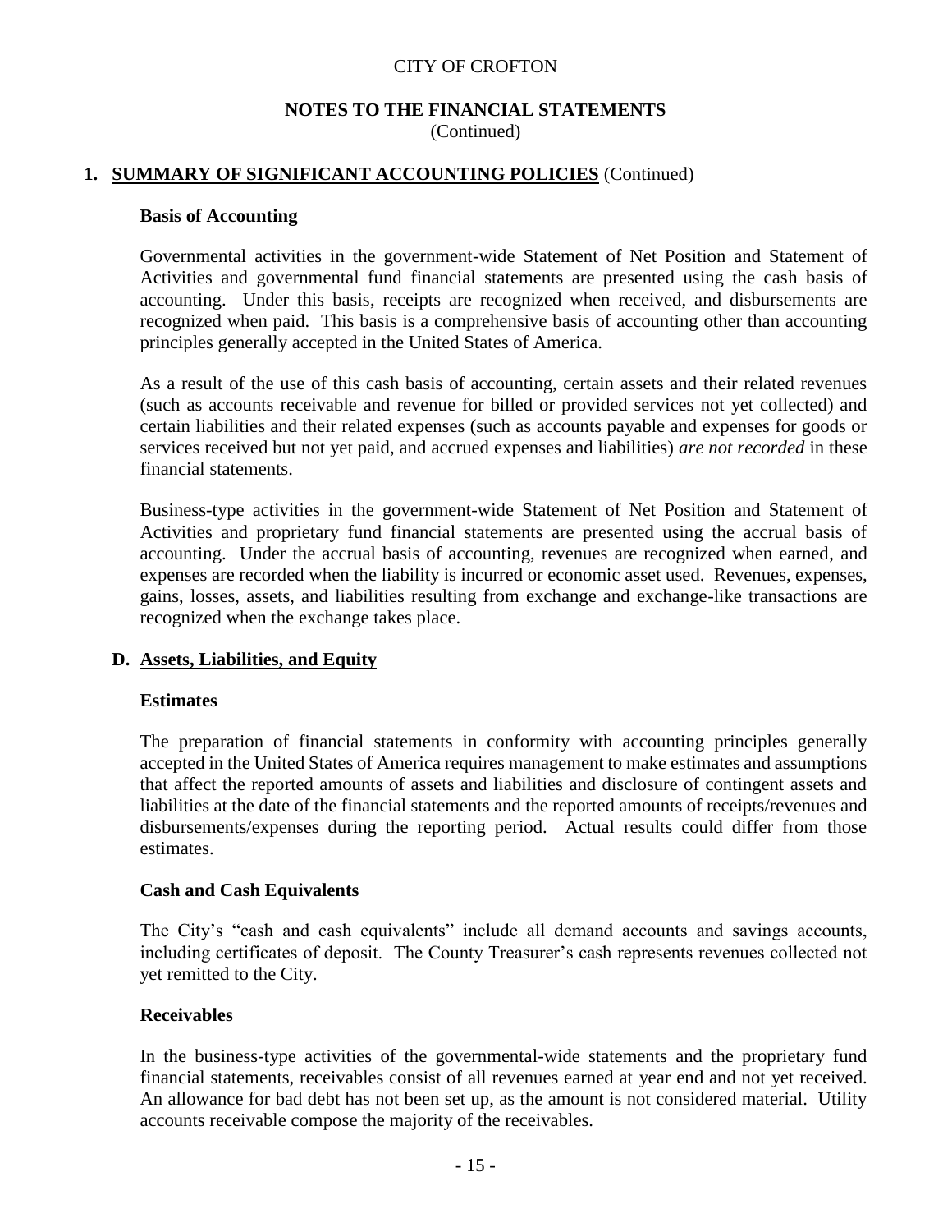## 1. SUMMARY OF SIGNIFICANT ACCOUNTING POLICIES (Continued)

### Basis of Accounting

Governmental activities in the government-wide Statement of Net Position and Statement of Activities and governmental fund financial statements are presented using the cash basis of accounting. Under this basis, receipts are recognized when received, and disbursements are recognized when paid. This basis is a comprehensive basis of accounting other than accounting principles generally accepted in the United States of America.

As a result of the use of this cash basis of accounting, certain assets and their related revenues (such as accounts receivable and revenue for billed or provided services not yet collected) and certain liabilities and their related expenses (such as accounts payable and expenses for goods or services received but not yet paid, and accrued expenses and liabilities) *are not recorded* in these financial statements.

Business-type activities in the government-wide Statement of Net Position and Statement of Activities and proprietary fund financial statements are presented using the accrual basis of accounting. Under the accrual basis of accounting, revenues are recognized when earned, and expenses are recorded when the liability is incurred or economic asset used. Revenues, expenses, gains, losses, assets, and liabilities resulting from exchange and exchange-like transactions are recognized when the exchange takes place.

### D. Assets, Liabilities, and Equity

#### Estimates

The preparation of financial statements in conformity with accounting principles generally accepted in the United States of America requires management to make estimates and assumptions that affect the reported amounts of assets and liabilities and disclosure of contingent assets and liabilities at the date of the financial statements and the reported amounts of receipts/revenues and disbursements/expenses during the reporting period. Actual results could differ from those estimates.

#### Cash and Cash Equivalents

The City's "cash and cash equivalents" include all demand accounts and savings accounts, including certificates of deposit. The County Treasurer's cash represents revenues collected not yet remitted to the City.

#### Receivables

In the business-type activities of the governmental-wide statements and the proprietary fund financial statements, receivables consist of all revenues earned at year end and not yet received. An allowance for bad debt has not been set up, as the amount is not considered material. Utility accounts receivable compose the majority of the receivables.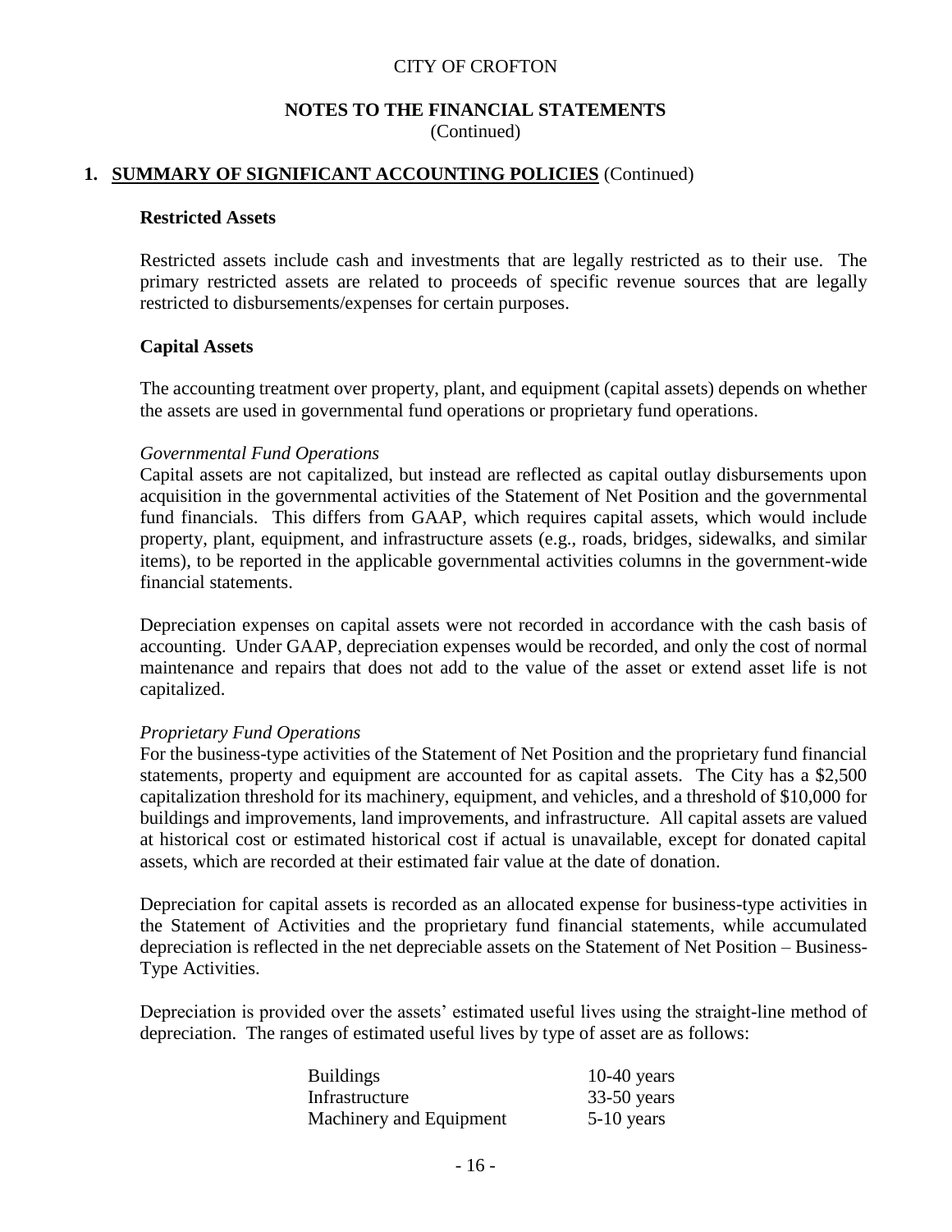CITY OF CROFTON

**NOTES TO THE FINANCIAL STATEMENTS**
(Continued)

## 1. SUMMARY OF SIGNIFICANT ACCOUNTING POLICIES (Continued)

### Restricted Assets

Restricted assets include cash and investments that are legally restricted as to their use. The primary restricted assets are related to proceeds of specific revenue sources that are legally restricted to disbursements/expenses for certain purposes.

### Capital Assets

The accounting treatment over property, plant, and equipment (capital assets) depends on whether the assets are used in governmental fund operations or proprietary fund operations.

*Governmental Fund Operations*
Capital assets are not capitalized, but instead are reflected as capital outlay disbursements upon acquisition in the governmental activities of the Statement of Net Position and the governmental fund financials. This differs from GAAP, which requires capital assets, which would include property, plant, equipment, and infrastructure assets (e.g., roads, bridges, sidewalks, and similar items), to be reported in the applicable governmental activities columns in the government-wide financial statements.

Depreciation expenses on capital assets were not recorded in accordance with the cash basis of accounting. Under GAAP, depreciation expenses would be recorded, and only the cost of normal maintenance and repairs that does not add to the value of the asset or extend asset life is not capitalized.

*Proprietary Fund Operations*
For the business-type activities of the Statement of Net Position and the proprietary fund financial statements, property and equipment are accounted for as capital assets. The City has a $2,500 capitalization threshold for its machinery, equipment, and vehicles, and a threshold of $10,000 for buildings and improvements, land improvements, and infrastructure. All capital assets are valued at historical cost or estimated historical cost if actual is unavailable, except for donated capital assets, which are recorded at their estimated fair value at the date of donation.

Depreciation for capital assets is recorded as an allocated expense for business-type activities in the Statement of Activities and the proprietary fund financial statements, while accumulated depreciation is reflected in the net depreciable assets on the Statement of Net Position – Business-Type Activities.

Depreciation is provided over the assets' estimated useful lives using the straight-line method of depreciation. The ranges of estimated useful lives by type of asset are as follows:

| | |
|---|---|
| Buildings | 10-40 years |
| Infrastructure | 33-50 years |
| Machinery and Equipment | 5-10 years |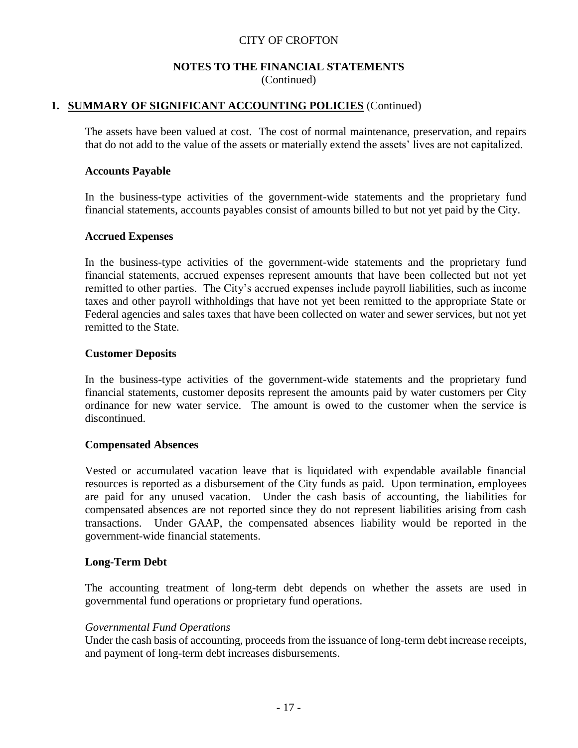## 1. <u>SUMMARY OF SIGNIFICANT ACCOUNTING POLICIES</u> (Continued)

The assets have been valued at cost. The cost of normal maintenance, preservation, and repairs that do not add to the value of the assets or materially extend the assets' lives are not capitalized.

### Accounts Payable

In the business-type activities of the government-wide statements and the proprietary fund financial statements, accounts payables consist of amounts billed to but not yet paid by the City.

### Accrued Expenses

In the business-type activities of the government-wide statements and the proprietary fund financial statements, accrued expenses represent amounts that have been collected but not yet remitted to other parties. The City's accrued expenses include payroll liabilities, such as income taxes and other payroll withholdings that have not yet been remitted to the appropriate State or Federal agencies and sales taxes that have been collected on water and sewer services, but not yet remitted to the State.

### Customer Deposits

In the business-type activities of the government-wide statements and the proprietary fund financial statements, customer deposits represent the amounts paid by water customers per City ordinance for new water service. The amount is owed to the customer when the service is discontinued.

### Compensated Absences

Vested or accumulated vacation leave that is liquidated with expendable available financial resources is reported as a disbursement of the City funds as paid. Upon termination, employees are paid for any unused vacation. Under the cash basis of accounting, the liabilities for compensated absences are not reported since they do not represent liabilities arising from cash transactions. Under GAAP, the compensated absences liability would be reported in the government-wide financial statements.

### Long-Term Debt

The accounting treatment of long-term debt depends on whether the assets are used in governmental fund operations or proprietary fund operations.

*Governmental Fund Operations*
Under the cash basis of accounting, proceeds from the issuance of long-term debt increase receipts, and payment of long-term debt increases disbursements.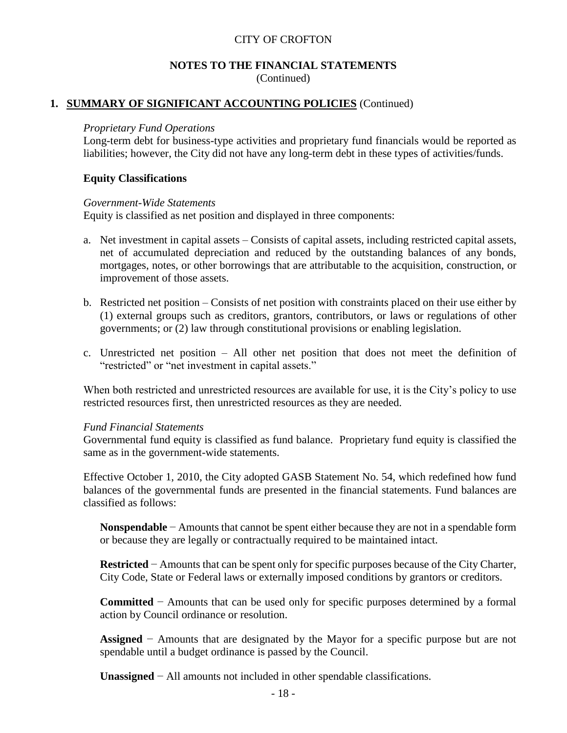## 1. SUMMARY OF SIGNIFICANT ACCOUNTING POLICIES (Continued)

*Proprietary Fund Operations*

Long-term debt for business-type activities and proprietary fund financials would be reported as liabilities; however, the City did not have any long-term debt in these types of activities/funds.

### Equity Classifications

*Government-Wide Statements*

Equity is classified as net position and displayed in three components:

a. Net investment in capital assets – Consists of capital assets, including restricted capital assets, net of accumulated depreciation and reduced by the outstanding balances of any bonds, mortgages, notes, or other borrowings that are attributable to the acquisition, construction, or improvement of those assets.

b. Restricted net position – Consists of net position with constraints placed on their use either by (1) external groups such as creditors, grantors, contributors, or laws or regulations of other governments; or (2) law through constitutional provisions or enabling legislation.

c. Unrestricted net position – All other net position that does not meet the definition of "restricted" or "net investment in capital assets."

When both restricted and unrestricted resources are available for use, it is the City's policy to use restricted resources first, then unrestricted resources as they are needed.

*Fund Financial Statements*

Governmental fund equity is classified as fund balance. Proprietary fund equity is classified the same as in the government-wide statements.

Effective October 1, 2010, the City adopted GASB Statement No. 54, which redefined how fund balances of the governmental funds are presented in the financial statements. Fund balances are classified as follows:

**Nonspendable** − Amounts that cannot be spent either because they are not in a spendable form or because they are legally or contractually required to be maintained intact.

**Restricted** − Amounts that can be spent only for specific purposes because of the City Charter, City Code, State or Federal laws or externally imposed conditions by grantors or creditors.

**Committed** − Amounts that can be used only for specific purposes determined by a formal action by Council ordinance or resolution.

**Assigned** − Amounts that are designated by the Mayor for a specific purpose but are not spendable until a budget ordinance is passed by the Council.

**Unassigned** − All amounts not included in other spendable classifications.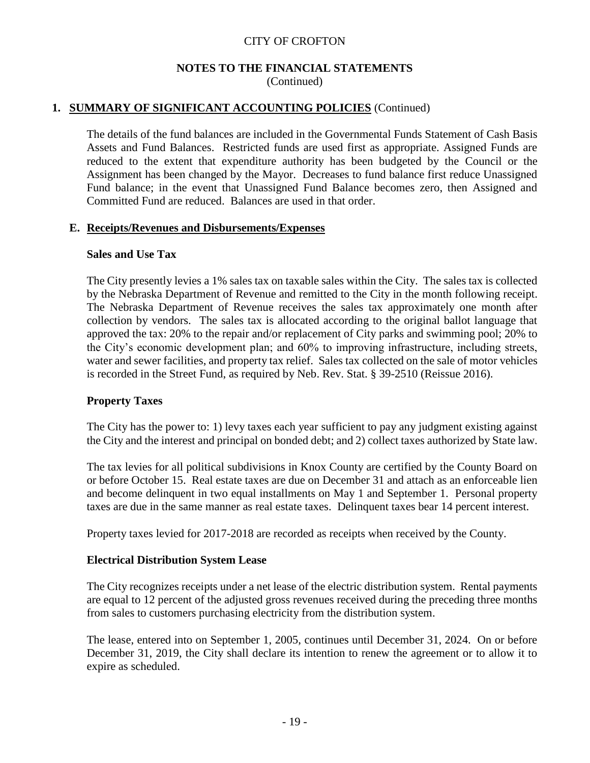## 1. **SUMMARY OF SIGNIFICANT ACCOUNTING POLICIES** (Continued)

The details of the fund balances are included in the Governmental Funds Statement of Cash Basis Assets and Fund Balances. Restricted funds are used first as appropriate. Assigned Funds are reduced to the extent that expenditure authority has been budgeted by the Council or the Assignment has been changed by the Mayor. Decreases to fund balance first reduce Unassigned Fund balance; in the event that Unassigned Fund Balance becomes zero, then Assigned and Committed Fund are reduced. Balances are used in that order.

### E. Receipts/Revenues and Disbursements/Expenses

**Sales and Use Tax**

The City presently levies a 1% sales tax on taxable sales within the City. The sales tax is collected by the Nebraska Department of Revenue and remitted to the City in the month following receipt. The Nebraska Department of Revenue receives the sales tax approximately one month after collection by vendors. The sales tax is allocated according to the original ballot language that approved the tax: 20% to the repair and/or replacement of City parks and swimming pool; 20% to the City's economic development plan; and 60% to improving infrastructure, including streets, water and sewer facilities, and property tax relief. Sales tax collected on the sale of motor vehicles is recorded in the Street Fund, as required by Neb. Rev. Stat. § 39-2510 (Reissue 2016).

**Property Taxes**

The City has the power to: 1) levy taxes each year sufficient to pay any judgment existing against the City and the interest and principal on bonded debt; and 2) collect taxes authorized by State law.

The tax levies for all political subdivisions in Knox County are certified by the County Board on or before October 15. Real estate taxes are due on December 31 and attach as an enforceable lien and become delinquent in two equal installments on May 1 and September 1. Personal property taxes are due in the same manner as real estate taxes. Delinquent taxes bear 14 percent interest.

Property taxes levied for 2017-2018 are recorded as receipts when received by the County.

**Electrical Distribution System Lease**

The City recognizes receipts under a net lease of the electric distribution system. Rental payments are equal to 12 percent of the adjusted gross revenues received during the preceding three months from sales to customers purchasing electricity from the distribution system.

The lease, entered into on September 1, 2005, continues until December 31, 2024. On or before December 31, 2019, the City shall declare its intention to renew the agreement or to allow it to expire as scheduled.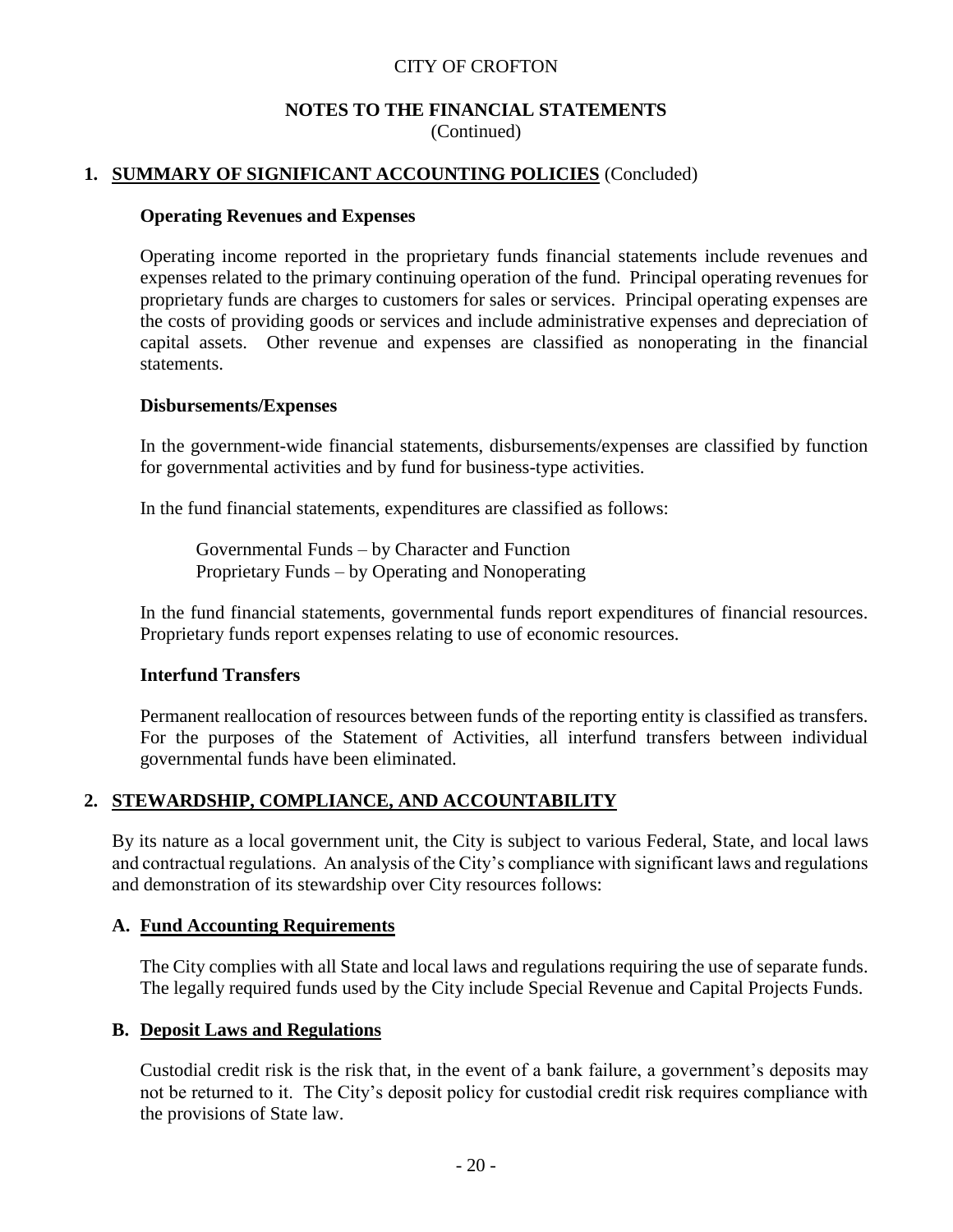CITY OF CROFTON

**NOTES TO THE FINANCIAL STATEMENTS**
(Continued)

## 1. SUMMARY OF SIGNIFICANT ACCOUNTING POLICIES (Concluded)

### Operating Revenues and Expenses

Operating income reported in the proprietary funds financial statements include revenues and expenses related to the primary continuing operation of the fund. Principal operating revenues for proprietary funds are charges to customers for sales or services. Principal operating expenses are the costs of providing goods or services and include administrative expenses and depreciation of capital assets. Other revenue and expenses are classified as nonoperating in the financial statements.

### Disbursements/Expenses

In the government-wide financial statements, disbursements/expenses are classified by function for governmental activities and by fund for business-type activities.

In the fund financial statements, expenditures are classified as follows:

Governmental Funds – by Character and Function
Proprietary Funds – by Operating and Nonoperating

In the fund financial statements, governmental funds report expenditures of financial resources. Proprietary funds report expenses relating to use of economic resources.

### Interfund Transfers

Permanent reallocation of resources between funds of the reporting entity is classified as transfers. For the purposes of the Statement of Activities, all interfund transfers between individual governmental funds have been eliminated.

## 2. STEWARDSHIP, COMPLIANCE, AND ACCOUNTABILITY

By its nature as a local government unit, the City is subject to various Federal, State, and local laws and contractual regulations. An analysis of the City's compliance with significant laws and regulations and demonstration of its stewardship over City resources follows:

### A. Fund Accounting Requirements

The City complies with all State and local laws and regulations requiring the use of separate funds. The legally required funds used by the City include Special Revenue and Capital Projects Funds.

### B. Deposit Laws and Regulations

Custodial credit risk is the risk that, in the event of a bank failure, a government's deposits may not be returned to it. The City's deposit policy for custodial credit risk requires compliance with the provisions of State law.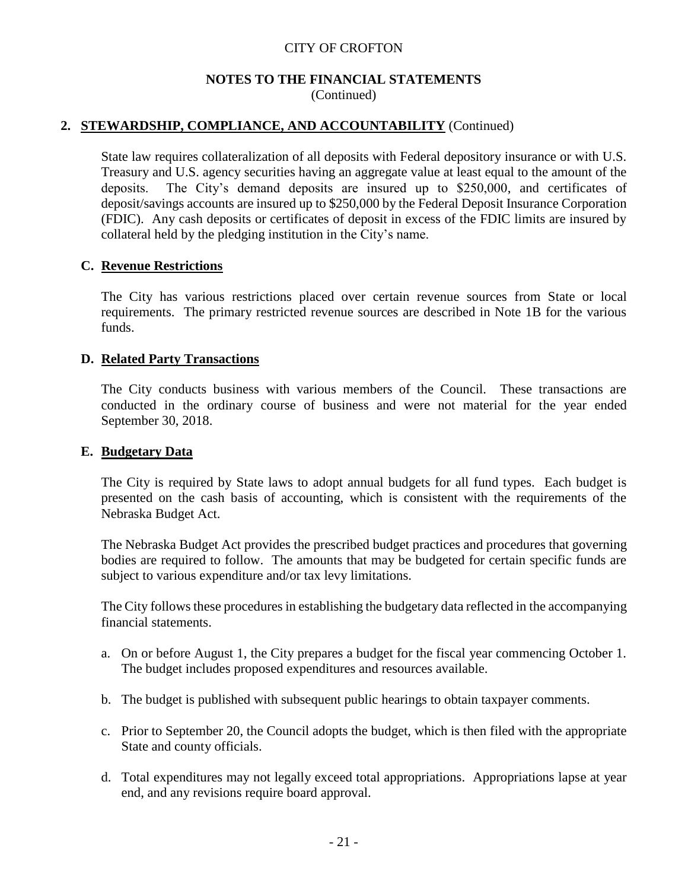## 2. STEWARDSHIP, COMPLIANCE, AND ACCOUNTABILITY (Continued)

State law requires collateralization of all deposits with Federal depository insurance or with U.S. Treasury and U.S. agency securities having an aggregate value at least equal to the amount of the deposits. The City's demand deposits are insured up to $250,000, and certificates of deposit/savings accounts are insured up to $250,000 by the Federal Deposit Insurance Corporation (FDIC). Any cash deposits or certificates of deposit in excess of the FDIC limits are insured by collateral held by the pledging institution in the City's name.

### C. Revenue Restrictions

The City has various restrictions placed over certain revenue sources from State or local requirements. The primary restricted revenue sources are described in Note 1B for the various funds.

### D. Related Party Transactions

The City conducts business with various members of the Council. These transactions are conducted in the ordinary course of business and were not material for the year ended September 30, 2018.

### E. Budgetary Data

The City is required by State laws to adopt annual budgets for all fund types. Each budget is presented on the cash basis of accounting, which is consistent with the requirements of the Nebraska Budget Act.

The Nebraska Budget Act provides the prescribed budget practices and procedures that governing bodies are required to follow. The amounts that may be budgeted for certain specific funds are subject to various expenditure and/or tax levy limitations.

The City follows these procedures in establishing the budgetary data reflected in the accompanying financial statements.

a. On or before August 1, the City prepares a budget for the fiscal year commencing October 1. The budget includes proposed expenditures and resources available.

b. The budget is published with subsequent public hearings to obtain taxpayer comments.

c. Prior to September 20, the Council adopts the budget, which is then filed with the appropriate State and county officials.

d. Total expenditures may not legally exceed total appropriations. Appropriations lapse at year end, and any revisions require board approval.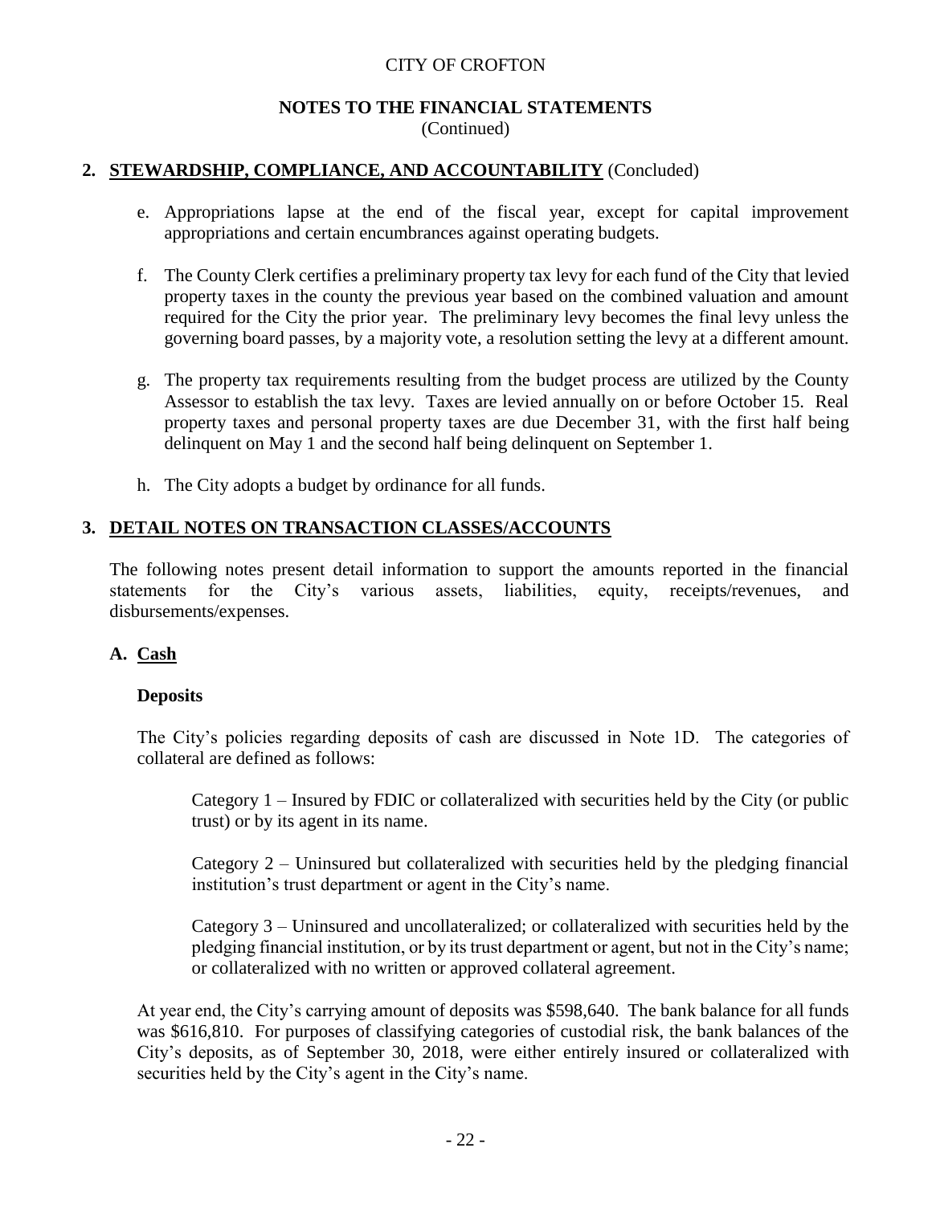## 2. STEWARDSHIP, COMPLIANCE, AND ACCOUNTABILITY (Concluded)

e. Appropriations lapse at the end of the fiscal year, except for capital improvement appropriations and certain encumbrances against operating budgets.

f. The County Clerk certifies a preliminary property tax levy for each fund of the City that levied property taxes in the county the previous year based on the combined valuation and amount required for the City the prior year. The preliminary levy becomes the final levy unless the governing board passes, by a majority vote, a resolution setting the levy at a different amount.

g. The property tax requirements resulting from the budget process are utilized by the County Assessor to establish the tax levy. Taxes are levied annually on or before October 15. Real property taxes and personal property taxes are due December 31, with the first half being delinquent on May 1 and the second half being delinquent on September 1.

h. The City adopts a budget by ordinance for all funds.

## 3. DETAIL NOTES ON TRANSACTION CLASSES/ACCOUNTS

The following notes present detail information to support the amounts reported in the financial statements for the City's various assets, liabilities, equity, receipts/revenues, and disbursements/expenses.

### A. Cash

**Deposits**

The City's policies regarding deposits of cash are discussed in Note 1D. The categories of collateral are defined as follows:

> Category 1 – Insured by FDIC or collateralized with securities held by the City (or public trust) or by its agent in its name.
>
> Category 2 – Uninsured but collateralized with securities held by the pledging financial institution's trust department or agent in the City's name.
>
> Category 3 – Uninsured and uncollateralized; or collateralized with securities held by the pledging financial institution, or by its trust department or agent, but not in the City's name; or collateralized with no written or approved collateral agreement.

At year end, the City's carrying amount of deposits was $598,640. The bank balance for all funds was $616,810. For purposes of classifying categories of custodial risk, the bank balances of the City's deposits, as of September 30, 2018, were either entirely insured or collateralized with securities held by the City's agent in the City's name.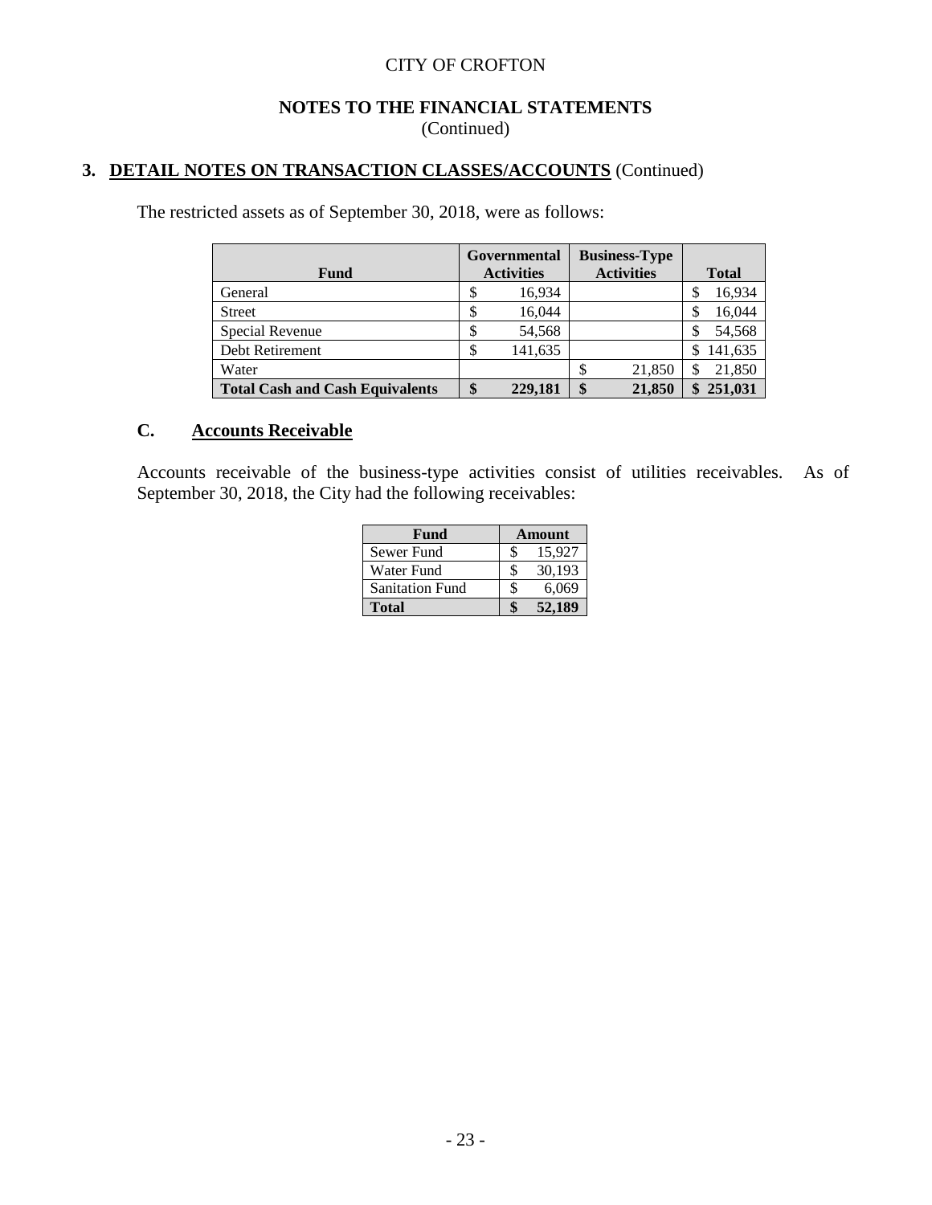CITY OF CROFTON

**NOTES TO THE FINANCIAL STATEMENTS**
(Continued)

## 3. DETAIL NOTES ON TRANSACTION CLASSES/ACCOUNTS (Continued)

The restricted assets as of September 30, 2018, were as follows:

| Fund | Governmental Activities | Business-Type Activities | Total |
|---|---|---|---|
| General | $ 16,934 | | $ 16,934 |
| Street | $ 16,044 | | $ 16,044 |
| Special Revenue | $ 54,568 | | $ 54,568 |
| Debt Retirement | $ 141,635 | | $ 141,635 |
| Water | | $ 21,850 | $ 21,850 |
| **Total Cash and Cash Equivalents** | **$ 229,181** | **$ 21,850** | **$ 251,031** |

### C. Accounts Receivable

Accounts receivable of the business-type activities consist of utilities receivables. As of September 30, 2018, the City had the following receivables:

| Fund | Amount |
|---|---|
| Sewer Fund | $ 15,927 |
| Water Fund | $ 30,193 |
| Sanitation Fund | $ 6,069 |
| **Total** | **$ 52,189** |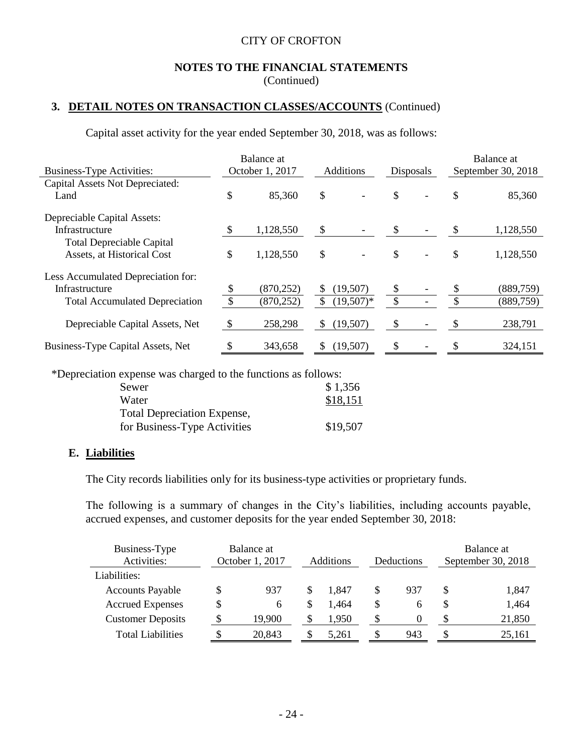CITY OF CROFTON

**NOTES TO THE FINANCIAL STATEMENTS**
(Continued)

## 3. DETAIL NOTES ON TRANSACTION CLASSES/ACCOUNTS (Continued)

Capital asset activity for the year ended September 30, 2018, was as follows:

| Business-Type Activities: | Balance at October 1, 2017 | Additions | Disposals | Balance at September 30, 2018 |
|---|---|---|---|---|
| Capital Assets Not Depreciated: | | | | |
| Land | $ 85,360 | $ - | $ - | $ 85,360 |
| Depreciable Capital Assets: | | | | |
| Infrastructure | $ 1,128,550 | $ - | $ - | $ 1,128,550 |
| Total Depreciable Capital Assets, at Historical Cost | $ 1,128,550 | $ - | $ - | $ 1,128,550 |
| Less Accumulated Depreciation for: | | | | |
| Infrastructure | $ (870,252) | $ (19,507) | $ - | $ (889,759) |
| Total Accumulated Depreciation | $ (870,252) | $ (19,507)* | $ - | $ (889,759) |
| Depreciable Capital Assets, Net | $ 258,298 | $ (19,507) | $ - | $ 238,791 |
| Business-Type Capital Assets, Net | $ 343,658 | $ (19,507) | $ - | $ 324,151 |

*Depreciation expense was charged to the functions as follows:

| | |
|---|---|
| Sewer | $ 1,356 |
| Water | $18,151 |
| Total Depreciation Expense, for Business-Type Activities | $19,507 |

### E. Liabilities

The City records liabilities only for its business-type activities or proprietary funds.

The following is a summary of changes in the City's liabilities, including accounts payable, accrued expenses, and customer deposits for the year ended September 30, 2018:

| Business-Type Activities: | Balance at October 1, 2017 | Additions | Deductions | Balance at September 30, 2018 |
|---|---|---|---|---|
| Liabilities: | | | | |
| Accounts Payable | $ 937 | $ 1,847 | $ 937 | $ 1,847 |
| Accrued Expenses | $ 6 | $ 1,464 | $ 6 | $ 1,464 |
| Customer Deposits | $ 19,900 | $ 1,950 | $ 0 | $ 21,850 |
| Total Liabilities | $ 20,843 | $ 5,261 | $ 943 | $ 25,161 |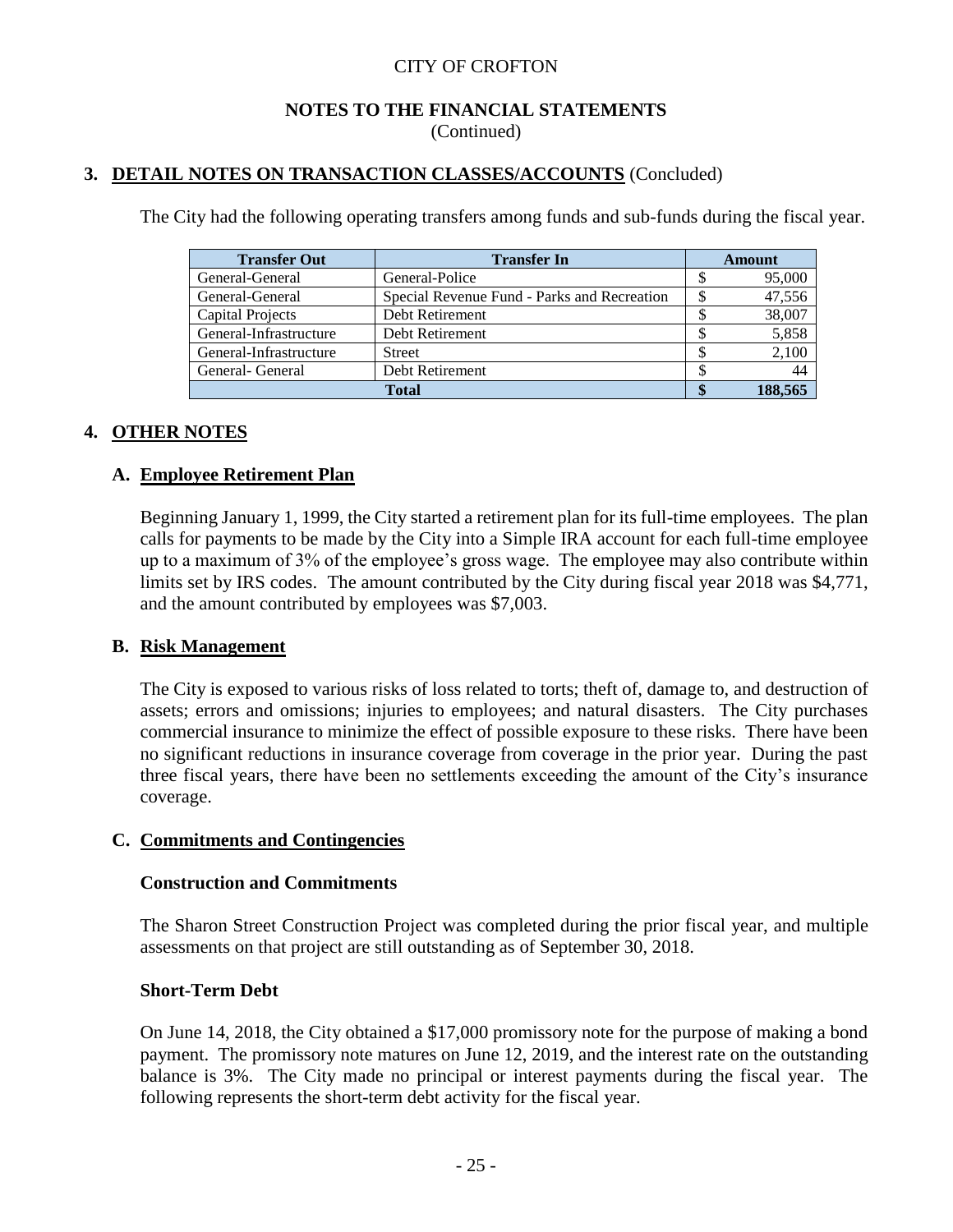CITY OF CROFTON

**NOTES TO THE FINANCIAL STATEMENTS**
(Continued)

## 3. DETAIL NOTES ON TRANSACTION CLASSES/ACCOUNTS (Concluded)

The City had the following operating transfers among funds and sub-funds during the fiscal year.

| Transfer Out | Transfer In | Amount |
|---|---|---|
| General-General | General-Police | $ 95,000 |
| General-General | Special Revenue Fund - Parks and Recreation | $ 47,556 |
| Capital Projects | Debt Retirement | $ 38,007 |
| General-Infrastructure | Debt Retirement | $ 5,858 |
| General-Infrastructure | Street | $ 2,100 |
| General- General | Debt Retirement | $ 44 |
| **Total** | | **$ 188,565** |

## 4. OTHER NOTES

### A. Employee Retirement Plan

Beginning January 1, 1999, the City started a retirement plan for its full-time employees. The plan calls for payments to be made by the City into a Simple IRA account for each full-time employee up to a maximum of 3% of the employee's gross wage. The employee may also contribute within limits set by IRS codes. The amount contributed by the City during fiscal year 2018 was $4,771, and the amount contributed by employees was $7,003.

### B. Risk Management

The City is exposed to various risks of loss related to torts; theft of, damage to, and destruction of assets; errors and omissions; injuries to employees; and natural disasters. The City purchases commercial insurance to minimize the effect of possible exposure to these risks. There have been no significant reductions in insurance coverage from coverage in the prior year. During the past three fiscal years, there have been no settlements exceeding the amount of the City's insurance coverage.

### C. Commitments and Contingencies

**Construction and Commitments**

The Sharon Street Construction Project was completed during the prior fiscal year, and multiple assessments on that project are still outstanding as of September 30, 2018.

**Short-Term Debt**

On June 14, 2018, the City obtained a $17,000 promissory note for the purpose of making a bond payment. The promissory note matures on June 12, 2019, and the interest rate on the outstanding balance is 3%. The City made no principal or interest payments during the fiscal year. The following represents the short-term debt activity for the fiscal year.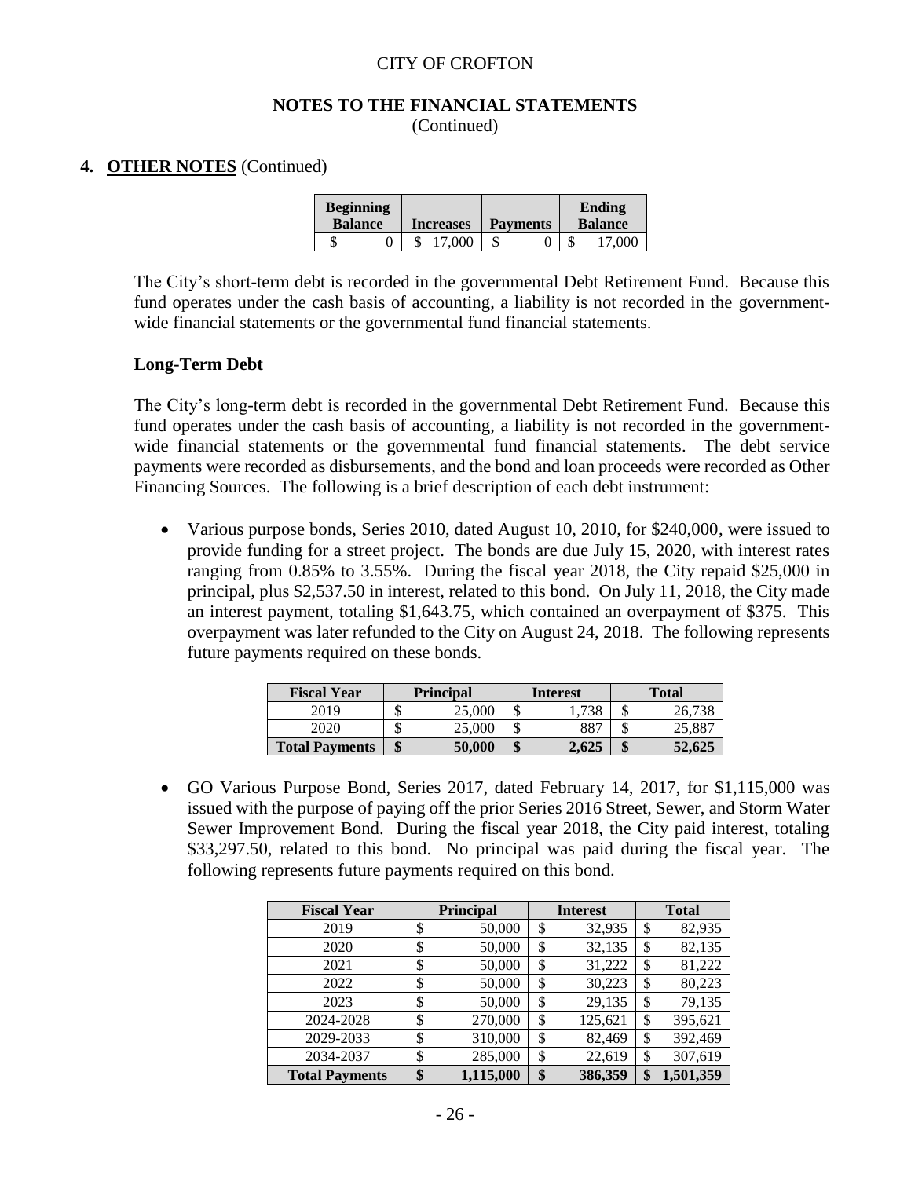## 4. **OTHER NOTES** (Continued)

| Beginning Balance | Increases | Payments | Ending Balance |
|---|---|---|---|
| $ 0 | $ 17,000 | $ 0 | $ 17,000 |

The City's short-term debt is recorded in the governmental Debt Retirement Fund. Because this fund operates under the cash basis of accounting, a liability is not recorded in the government-wide financial statements or the governmental fund financial statements.

### Long-Term Debt

The City's long-term debt is recorded in the governmental Debt Retirement Fund. Because this fund operates under the cash basis of accounting, a liability is not recorded in the government-wide financial statements or the governmental fund financial statements. The debt service payments were recorded as disbursements, and the bond and loan proceeds were recorded as Other Financing Sources. The following is a brief description of each debt instrument:

- Various purpose bonds, Series 2010, dated August 10, 2010, for $240,000, were issued to provide funding for a street project. The bonds are due July 15, 2020, with interest rates ranging from 0.85% to 3.55%. During the fiscal year 2018, the City repaid $25,000 in principal, plus $2,537.50 in interest, related to this bond. On July 11, 2018, the City made an interest payment, totaling $1,643.75, which contained an overpayment of $375. This overpayment was later refunded to the City on August 24, 2018. The following represents future payments required on these bonds.

| Fiscal Year | Principal | Interest | Total |
|---|---|---|---|
| 2019 | $ 25,000 | $ 1,738 | $ 26,738 |
| 2020 | $ 25,000 | $ 887 | $ 25,887 |
| **Total Payments** | **$ 50,000** | **$ 2,625** | **$ 52,625** |

- GO Various Purpose Bond, Series 2017, dated February 14, 2017, for $1,115,000 was issued with the purpose of paying off the prior Series 2016 Street, Sewer, and Storm Water Sewer Improvement Bond. During the fiscal year 2018, the City paid interest, totaling $33,297.50, related to this bond. No principal was paid during the fiscal year. The following represents future payments required on this bond.

| Fiscal Year | Principal | Interest | Total |
|---|---|---|---|
| 2019 | $ 50,000 | $ 32,935 | $ 82,935 |
| 2020 | $ 50,000 | $ 32,135 | $ 82,135 |
| 2021 | $ 50,000 | $ 31,222 | $ 81,222 |
| 2022 | $ 50,000 | $ 30,223 | $ 80,223 |
| 2023 | $ 50,000 | $ 29,135 | $ 79,135 |
| 2024-2028 | $ 270,000 | $ 125,621 | $ 395,621 |
| 2029-2033 | $ 310,000 | $ 82,469 | $ 392,469 |
| 2034-2037 | $ 285,000 | $ 22,619 | $ 307,619 |
| **Total Payments** | **$ 1,115,000** | **$ 386,359** | **$ 1,501,359** |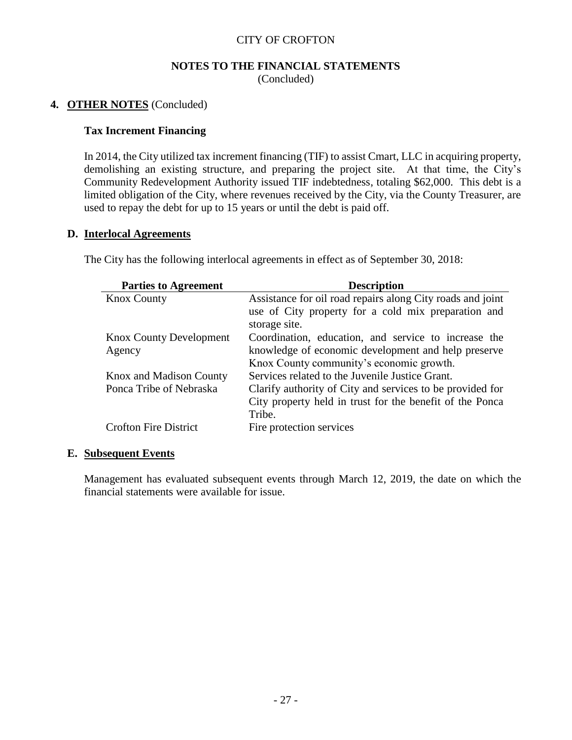CITY OF CROFTON

**NOTES TO THE FINANCIAL STATEMENTS**
(Concluded)

## 4. OTHER NOTES (Concluded)

### Tax Increment Financing

In 2014, the City utilized tax increment financing (TIF) to assist Cmart, LLC in acquiring property, demolishing an existing structure, and preparing the project site. At that time, the City's Community Redevelopment Authority issued TIF indebtedness, totaling $62,000. This debt is a limited obligation of the City, where revenues received by the City, via the County Treasurer, are used to repay the debt for up to 15 years or until the debt is paid off.

### D. Interlocal Agreements

The City has the following interlocal agreements in effect as of September 30, 2018:

| Parties to Agreement | Description |
|---|---|
| Knox County | Assistance for oil road repairs along City roads and joint use of City property for a cold mix preparation and storage site. |
| Knox County Development Agency | Coordination, education, and service to increase the knowledge of economic development and help preserve Knox County community's economic growth. |
| Knox and Madison County | Services related to the Juvenile Justice Grant. |
| Ponca Tribe of Nebraska | Clarify authority of City and services to be provided for City property held in trust for the benefit of the Ponca Tribe. |
| Crofton Fire District | Fire protection services |

### E. Subsequent Events

Management has evaluated subsequent events through March 12, 2019, the date on which the financial statements were available for issue.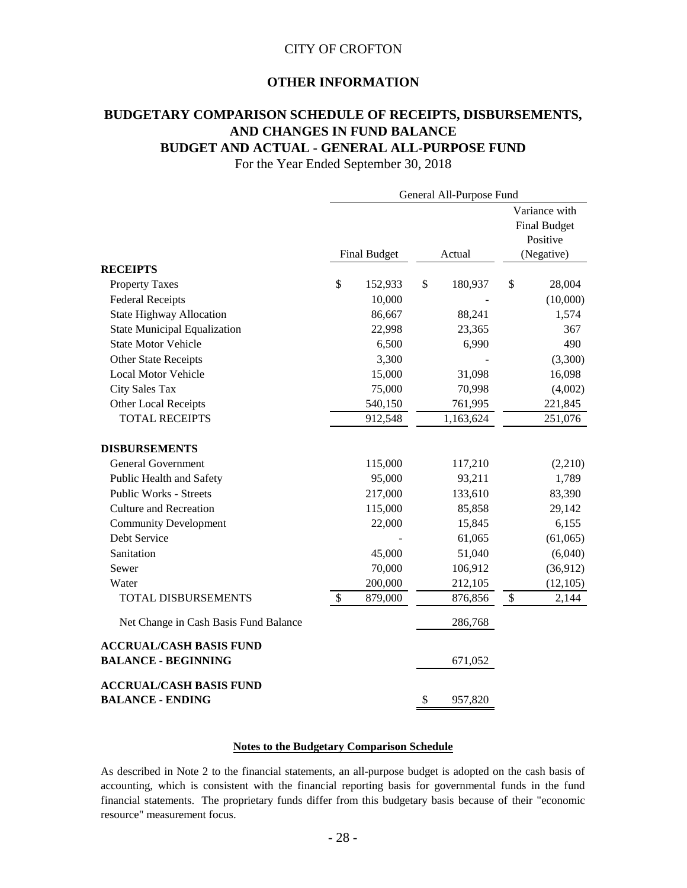CITY OF CROFTON

## OTHER INFORMATION

# BUDGETARY COMPARISON SCHEDULE OF RECEIPTS, DISBURSEMENTS, AND CHANGES IN FUND BALANCE
# BUDGET AND ACTUAL - GENERAL ALL-PURPOSE FUND

For the Year Ended September 30, 2018

| | General All-Purpose Fund | | |
|---|---|---|---|
| | Final Budget | Actual | Variance with Final Budget Positive (Negative) |
| **RECEIPTS** | | | |
| Property Taxes | $ 152,933 | $ 180,937 | $ 28,004 |
| Federal Receipts | 10,000 | - | (10,000) |
| State Highway Allocation | 86,667 | 88,241 | 1,574 |
| State Municipal Equalization | 22,998 | 23,365 | 367 |
| State Motor Vehicle | 6,500 | 6,990 | 490 |
| Other State Receipts | 3,300 | - | (3,300) |
| Local Motor Vehicle | 15,000 | 31,098 | 16,098 |
| City Sales Tax | 75,000 | 70,998 | (4,002) |
| Other Local Receipts | 540,150 | 761,995 | 221,845 |
| TOTAL RECEIPTS | 912,548 | 1,163,624 | 251,076 |
| **DISBURSEMENTS** | | | |
| General Government | 115,000 | 117,210 | (2,210) |
| Public Health and Safety | 95,000 | 93,211 | 1,789 |
| Public Works - Streets | 217,000 | 133,610 | 83,390 |
| Culture and Recreation | 115,000 | 85,858 | 29,142 |
| Community Development | 22,000 | 15,845 | 6,155 |
| Debt Service | - | 61,065 | (61,065) |
| Sanitation | 45,000 | 51,040 | (6,040) |
| Sewer | 70,000 | 106,912 | (36,912) |
| Water | 200,000 | 212,105 | (12,105) |
| TOTAL DISBURSEMENTS | $ 879,000 | 876,856 | $ 2,144 |
| Net Change in Cash Basis Fund Balance | | 286,768 | |
| **ACCRUAL/CASH BASIS FUND BALANCE - BEGINNING** | | 671,052 | |
| **ACCRUAL/CASH BASIS FUND BALANCE - ENDING** | | $ 957,820 | |

**Notes to the Budgetary Comparison Schedule**

As described in Note 2 to the financial statements, an all-purpose budget is adopted on the cash basis of accounting, which is consistent with the financial reporting basis for governmental funds in the fund financial statements. The proprietary funds differ from this budgetary basis because of their "economic resource" measurement focus.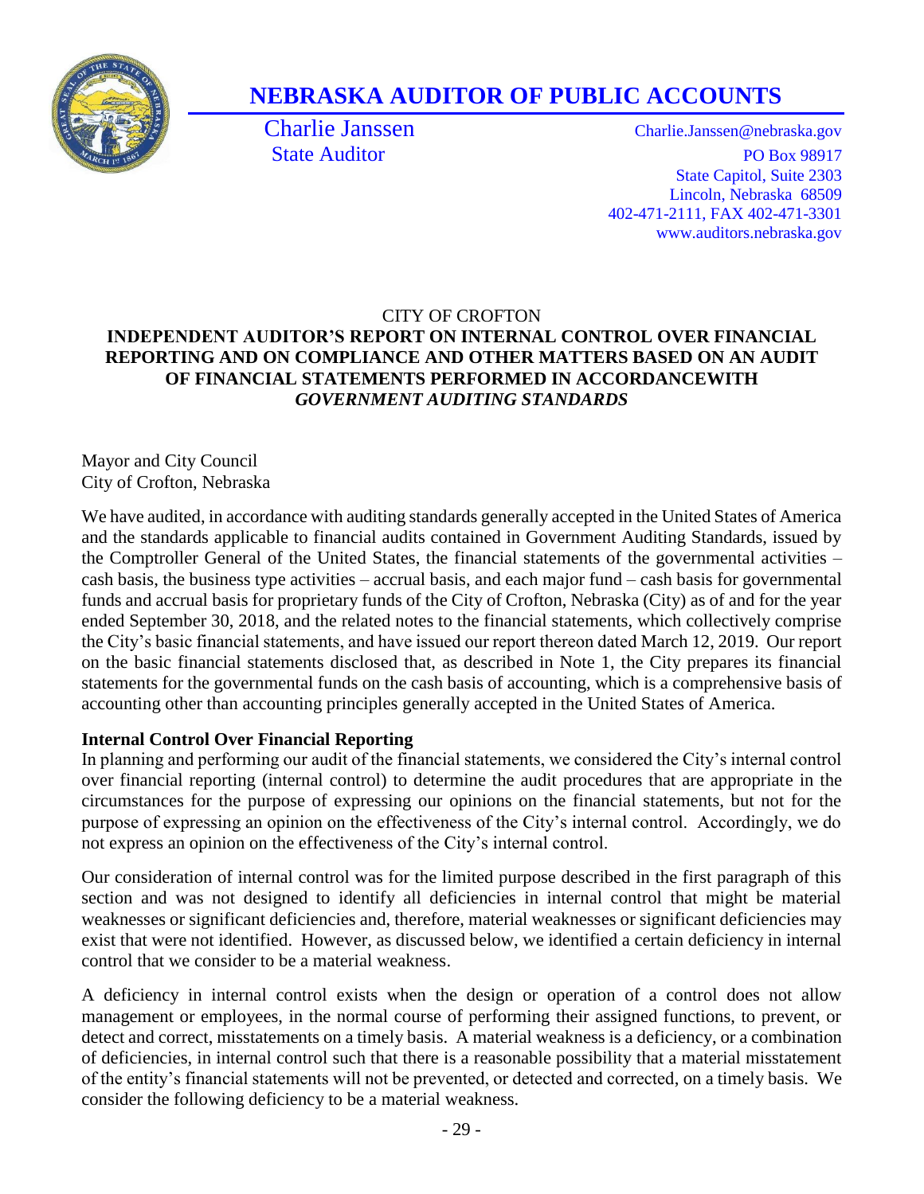# NEBRASKA AUDITOR OF PUBLIC ACCOUNTS

Charlie Janssen
State Auditor

Charlie.Janssen@nebraska.gov
PO Box 98917
State Capitol, Suite 2303
Lincoln, Nebraska 68509
402-471-2111, FAX 402-471-3301
www.auditors.nebraska.gov

CITY OF CROFTON

**INDEPENDENT AUDITOR'S REPORT ON INTERNAL CONTROL OVER FINANCIAL REPORTING AND ON COMPLIANCE AND OTHER MATTERS BASED ON AN AUDIT OF FINANCIAL STATEMENTS PERFORMED IN ACCORDANCEWITH *GOVERNMENT AUDITING STANDARDS***

Mayor and City Council
City of Crofton, Nebraska

We have audited, in accordance with auditing standards generally accepted in the United States of America and the standards applicable to financial audits contained in Government Auditing Standards, issued by the Comptroller General of the United States, the financial statements of the governmental activities – cash basis, the business type activities – accrual basis, and each major fund – cash basis for governmental funds and accrual basis for proprietary funds of the City of Crofton, Nebraska (City) as of and for the year ended September 30, 2018, and the related notes to the financial statements, which collectively comprise the City's basic financial statements, and have issued our report thereon dated March 12, 2019. Our report on the basic financial statements disclosed that, as described in Note 1, the City prepares its financial statements for the governmental funds on the cash basis of accounting, which is a comprehensive basis of accounting other than accounting principles generally accepted in the United States of America.

**Internal Control Over Financial Reporting**

In planning and performing our audit of the financial statements, we considered the City's internal control over financial reporting (internal control) to determine the audit procedures that are appropriate in the circumstances for the purpose of expressing our opinions on the financial statements, but not for the purpose of expressing an opinion on the effectiveness of the City's internal control. Accordingly, we do not express an opinion on the effectiveness of the City's internal control.

Our consideration of internal control was for the limited purpose described in the first paragraph of this section and was not designed to identify all deficiencies in internal control that might be material weaknesses or significant deficiencies and, therefore, material weaknesses or significant deficiencies may exist that were not identified. However, as discussed below, we identified a certain deficiency in internal control that we consider to be a material weakness.

A deficiency in internal control exists when the design or operation of a control does not allow management or employees, in the normal course of performing their assigned functions, to prevent, or detect and correct, misstatements on a timely basis. A material weakness is a deficiency, or a combination of deficiencies, in internal control such that there is a reasonable possibility that a material misstatement of the entity's financial statements will not be prevented, or detected and corrected, on a timely basis. We consider the following deficiency to be a material weakness.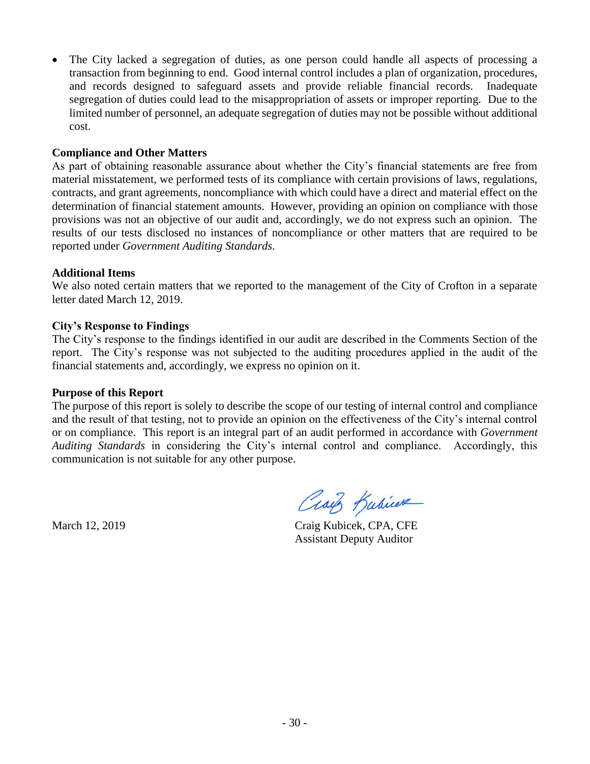- The City lacked a segregation of duties, as one person could handle all aspects of processing a transaction from beginning to end. Good internal control includes a plan of organization, procedures, and records designed to safeguard assets and provide reliable financial records. Inadequate segregation of duties could lead to the misappropriation of assets or improper reporting. Due to the limited number of personnel, an adequate segregation of duties may not be possible without additional cost.

**Compliance and Other Matters**

As part of obtaining reasonable assurance about whether the City's financial statements are free from material misstatement, we performed tests of its compliance with certain provisions of laws, regulations, contracts, and grant agreements, noncompliance with which could have a direct and material effect on the determination of financial statement amounts. However, providing an opinion on compliance with those provisions was not an objective of our audit and, accordingly, we do not express such an opinion. The results of our tests disclosed no instances of noncompliance or other matters that are required to be reported under *Government Auditing Standards*.

**Additional Items**

We also noted certain matters that we reported to the management of the City of Crofton in a separate letter dated March 12, 2019.

**City's Response to Findings**

The City's response to the findings identified in our audit are described in the Comments Section of the report. The City's response was not subjected to the auditing procedures applied in the audit of the financial statements and, accordingly, we express no opinion on it.

**Purpose of this Report**

The purpose of this report is solely to describe the scope of our testing of internal control and compliance and the result of that testing, not to provide an opinion on the effectiveness of the City's internal control or on compliance. This report is an integral part of an audit performed in accordance with *Government Auditing Standards* in considering the City's internal control and compliance. Accordingly, this communication is not suitable for any other purpose.

March 12, 2019

Craig Kubicek, CPA, CFE
Assistant Deputy Auditor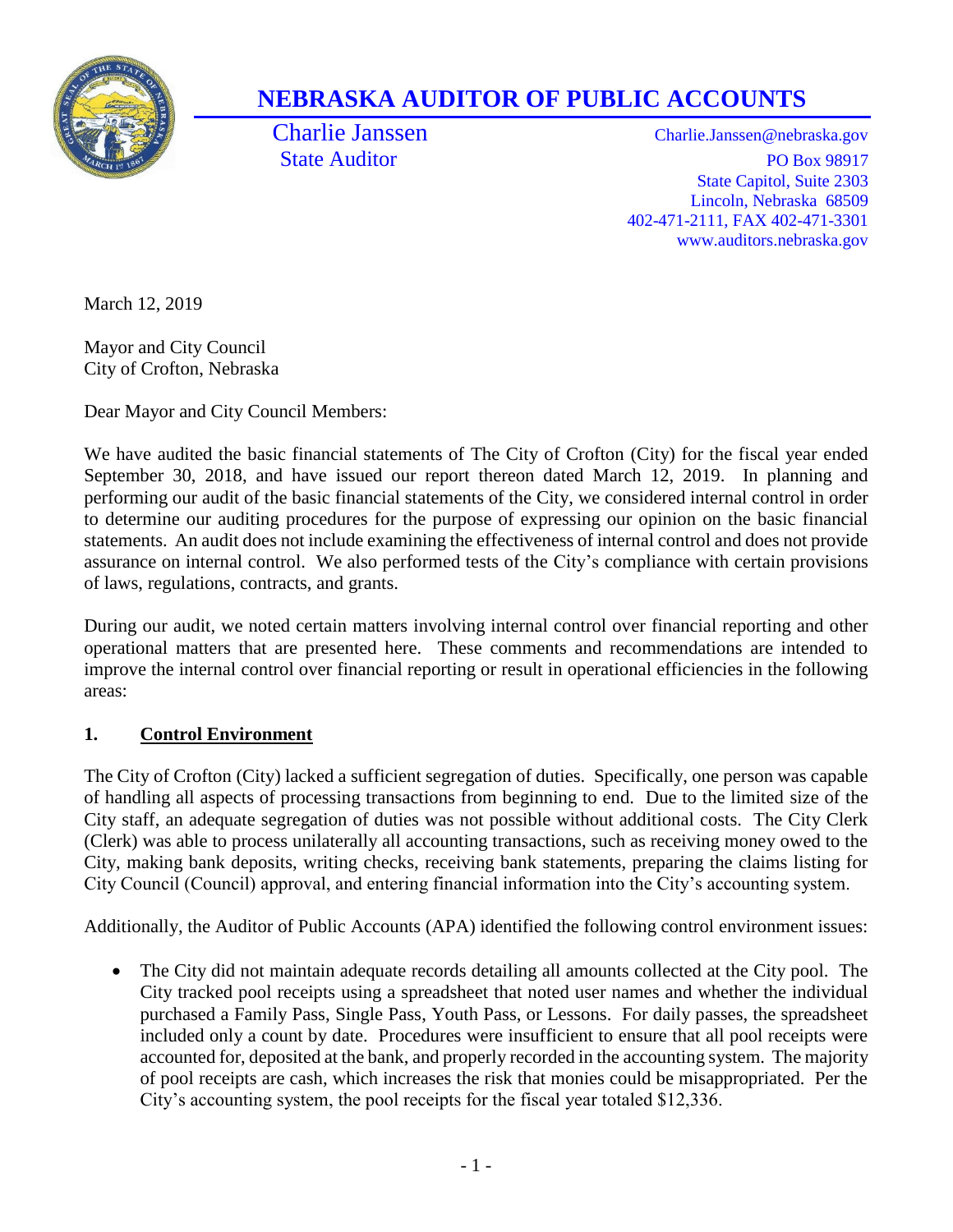# NEBRASKA AUDITOR OF PUBLIC ACCOUNTS

Charlie Janssen
State Auditor

Charlie.Janssen@nebraska.gov
PO Box 98917
State Capitol, Suite 2303
Lincoln, Nebraska 68509
402-471-2111, FAX 402-471-3301
www.auditors.nebraska.gov

March 12, 2019

Mayor and City Council
City of Crofton, Nebraska

Dear Mayor and City Council Members:

We have audited the basic financial statements of The City of Crofton (City) for the fiscal year ended September 30, 2018, and have issued our report thereon dated March 12, 2019. In planning and performing our audit of the basic financial statements of the City, we considered internal control in order to determine our auditing procedures for the purpose of expressing our opinion on the basic financial statements. An audit does not include examining the effectiveness of internal control and does not provide assurance on internal control. We also performed tests of the City's compliance with certain provisions of laws, regulations, contracts, and grants.

During our audit, we noted certain matters involving internal control over financial reporting and other operational matters that are presented here. These comments and recommendations are intended to improve the internal control over financial reporting or result in operational efficiencies in the following areas:

## 1. Control Environment

The City of Crofton (City) lacked a sufficient segregation of duties. Specifically, one person was capable of handling all aspects of processing transactions from beginning to end. Due to the limited size of the City staff, an adequate segregation of duties was not possible without additional costs. The City Clerk (Clerk) was able to process unilaterally all accounting transactions, such as receiving money owed to the City, making bank deposits, writing checks, receiving bank statements, preparing the claims listing for City Council (Council) approval, and entering financial information into the City's accounting system.

Additionally, the Auditor of Public Accounts (APA) identified the following control environment issues:

- The City did not maintain adequate records detailing all amounts collected at the City pool. The City tracked pool receipts using a spreadsheet that noted user names and whether the individual purchased a Family Pass, Single Pass, Youth Pass, or Lessons. For daily passes, the spreadsheet included only a count by date. Procedures were insufficient to ensure that all pool receipts were accounted for, deposited at the bank, and properly recorded in the accounting system. The majority of pool receipts are cash, which increases the risk that monies could be misappropriated. Per the City's accounting system, the pool receipts for the fiscal year totaled $12,336.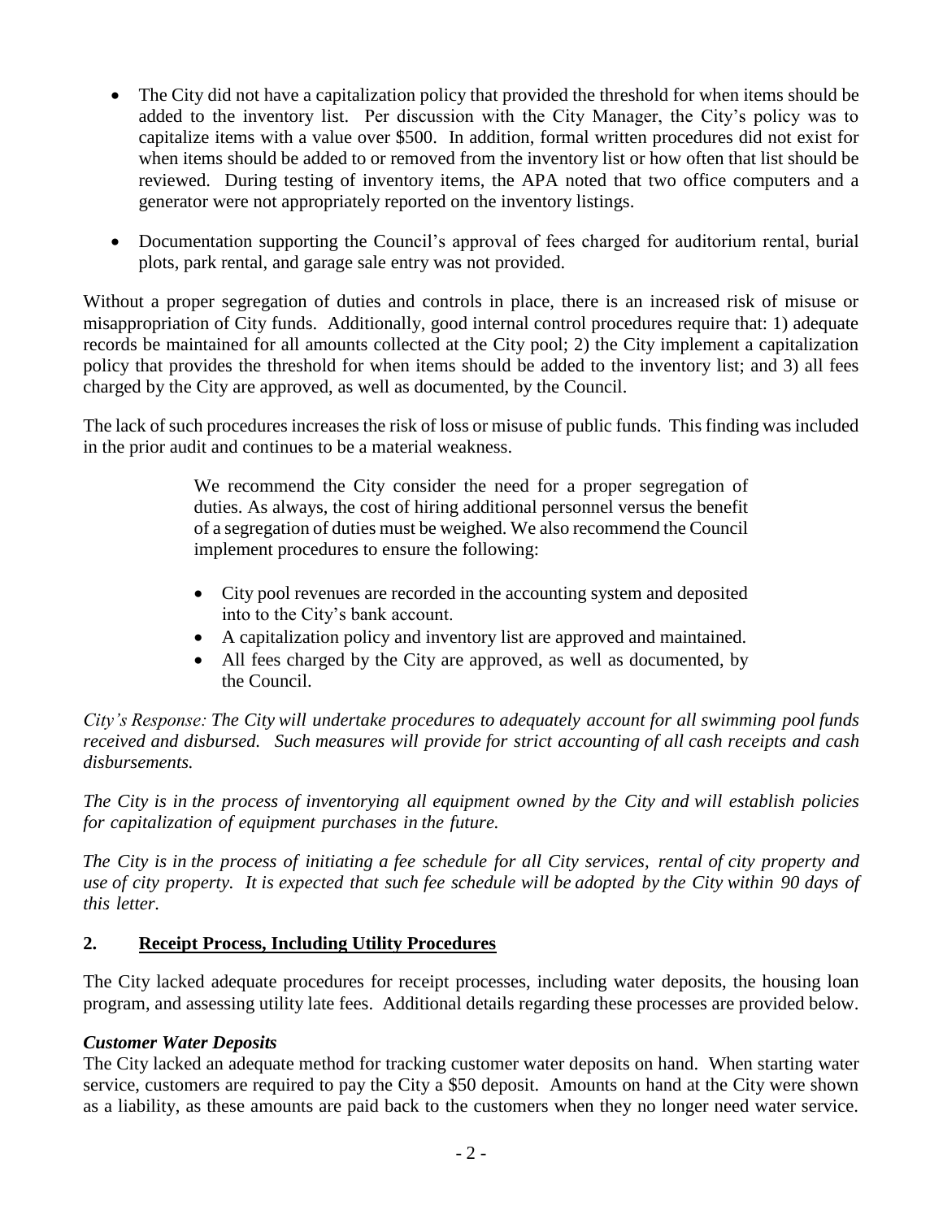- The City did not have a capitalization policy that provided the threshold for when items should be added to the inventory list. Per discussion with the City Manager, the City's policy was to capitalize items with a value over $500. In addition, formal written procedures did not exist for when items should be added to or removed from the inventory list or how often that list should be reviewed. During testing of inventory items, the APA noted that two office computers and a generator were not appropriately reported on the inventory listings.

- Documentation supporting the Council's approval of fees charged for auditorium rental, burial plots, park rental, and garage sale entry was not provided.

Without a proper segregation of duties and controls in place, there is an increased risk of misuse or misappropriation of City funds. Additionally, good internal control procedures require that: 1) adequate records be maintained for all amounts collected at the City pool; 2) the City implement a capitalization policy that provides the threshold for when items should be added to the inventory list; and 3) all fees charged by the City are approved, as well as documented, by the Council.

The lack of such procedures increases the risk of loss or misuse of public funds. This finding was included in the prior audit and continues to be a material weakness.

> We recommend the City consider the need for a proper segregation of duties. As always, the cost of hiring additional personnel versus the benefit of a segregation of duties must be weighed. We also recommend the Council implement procedures to ensure the following:
>
> - City pool revenues are recorded in the accounting system and deposited into to the City's bank account.
> - A capitalization policy and inventory list are approved and maintained.
> - All fees charged by the City are approved, as well as documented, by the Council.

*City's Response: The City will undertake procedures to adequately account for all swimming pool funds received and disbursed. Such measures will provide for strict accounting of all cash receipts and cash disbursements.*

*The City is in the process of inventorying all equipment owned by the City and will establish policies for capitalization of equipment purchases in the future.*

*The City is in the process of initiating a fee schedule for all City services, rental of city property and use of city property. It is expected that such fee schedule will be adopted by the City within 90 days of this letter.*

## 2. Receipt Process, Including Utility Procedures

The City lacked adequate procedures for receipt processes, including water deposits, the housing loan program, and assessing utility late fees. Additional details regarding these processes are provided below.

***Customer Water Deposits***

The City lacked an adequate method for tracking customer water deposits on hand. When starting water service, customers are required to pay the City a $50 deposit. Amounts on hand at the City were shown as a liability, as these amounts are paid back to the customers when they no longer need water service.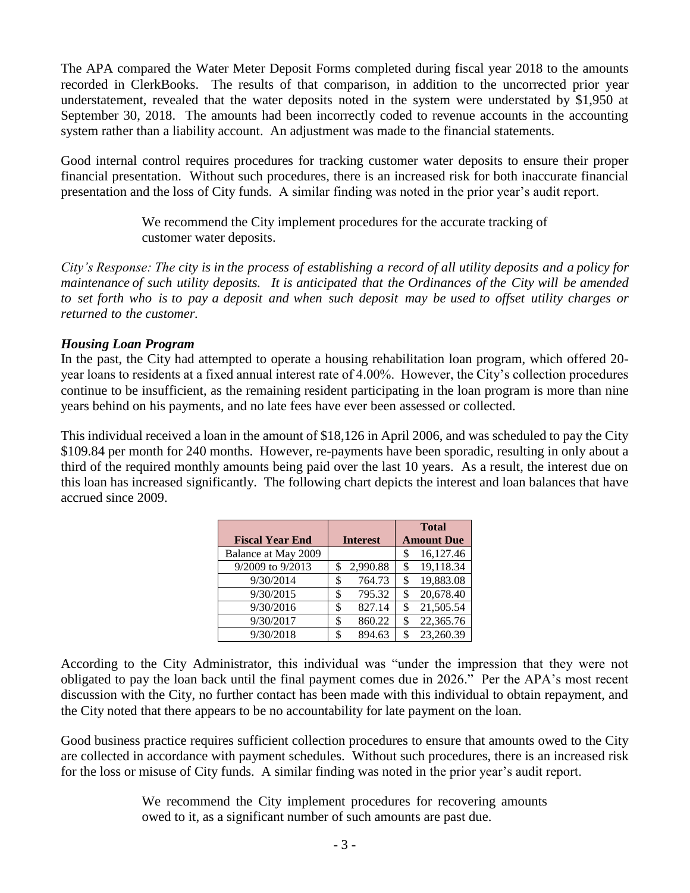The APA compared the Water Meter Deposit Forms completed during fiscal year 2018 to the amounts recorded in ClerkBooks. The results of that comparison, in addition to the uncorrected prior year understatement, revealed that the water deposits noted in the system were understated by $1,950 at September 30, 2018. The amounts had been incorrectly coded to revenue accounts in the accounting system rather than a liability account. An adjustment was made to the financial statements.

Good internal control requires procedures for tracking customer water deposits to ensure their proper financial presentation. Without such procedures, there is an increased risk for both inaccurate financial presentation and the loss of City funds. A similar finding was noted in the prior year's audit report.

> We recommend the City implement procedures for the accurate tracking of customer water deposits.

*City's Response: The city is in the process of establishing a record of all utility deposits and a policy for maintenance of such utility deposits. It is anticipated that the Ordinances of the City will be amended to set forth who is to pay a deposit and when such deposit may be used to offset utility charges or returned to the customer.*

***Housing Loan Program***

In the past, the City had attempted to operate a housing rehabilitation loan program, which offered 20-year loans to residents at a fixed annual interest rate of 4.00%. However, the City's collection procedures continue to be insufficient, as the remaining resident participating in the loan program is more than nine years behind on his payments, and no late fees have ever been assessed or collected.

This individual received a loan in the amount of $18,126 in April 2006, and was scheduled to pay the City $109.84 per month for 240 months. However, re-payments have been sporadic, resulting in only about a third of the required monthly amounts being paid over the last 10 years. As a result, the interest due on this loan has increased significantly. The following chart depicts the interest and loan balances that have accrued since 2009.

| Fiscal Year End | Interest | Total Amount Due |
|---|---|---|
| Balance at May 2009 | | $ 16,127.46 |
| 9/2009 to 9/2013 | $ 2,990.88 | $ 19,118.34 |
| 9/30/2014 | $ 764.73 | $ 19,883.08 |
| 9/30/2015 | $ 795.32 | $ 20,678.40 |
| 9/30/2016 | $ 827.14 | $ 21,505.54 |
| 9/30/2017 | $ 860.22 | $ 22,365.76 |
| 9/30/2018 | $ 894.63 | $ 23,260.39 |

According to the City Administrator, this individual was "under the impression that they were not obligated to pay the loan back until the final payment comes due in 2026." Per the APA's most recent discussion with the City, no further contact has been made with this individual to obtain repayment, and the City noted that there appears to be no accountability for late payment on the loan.

Good business practice requires sufficient collection procedures to ensure that amounts owed to the City are collected in accordance with payment schedules. Without such procedures, there is an increased risk for the loss or misuse of City funds. A similar finding was noted in the prior year's audit report.

> We recommend the City implement procedures for recovering amounts owed to it, as a significant number of such amounts are past due.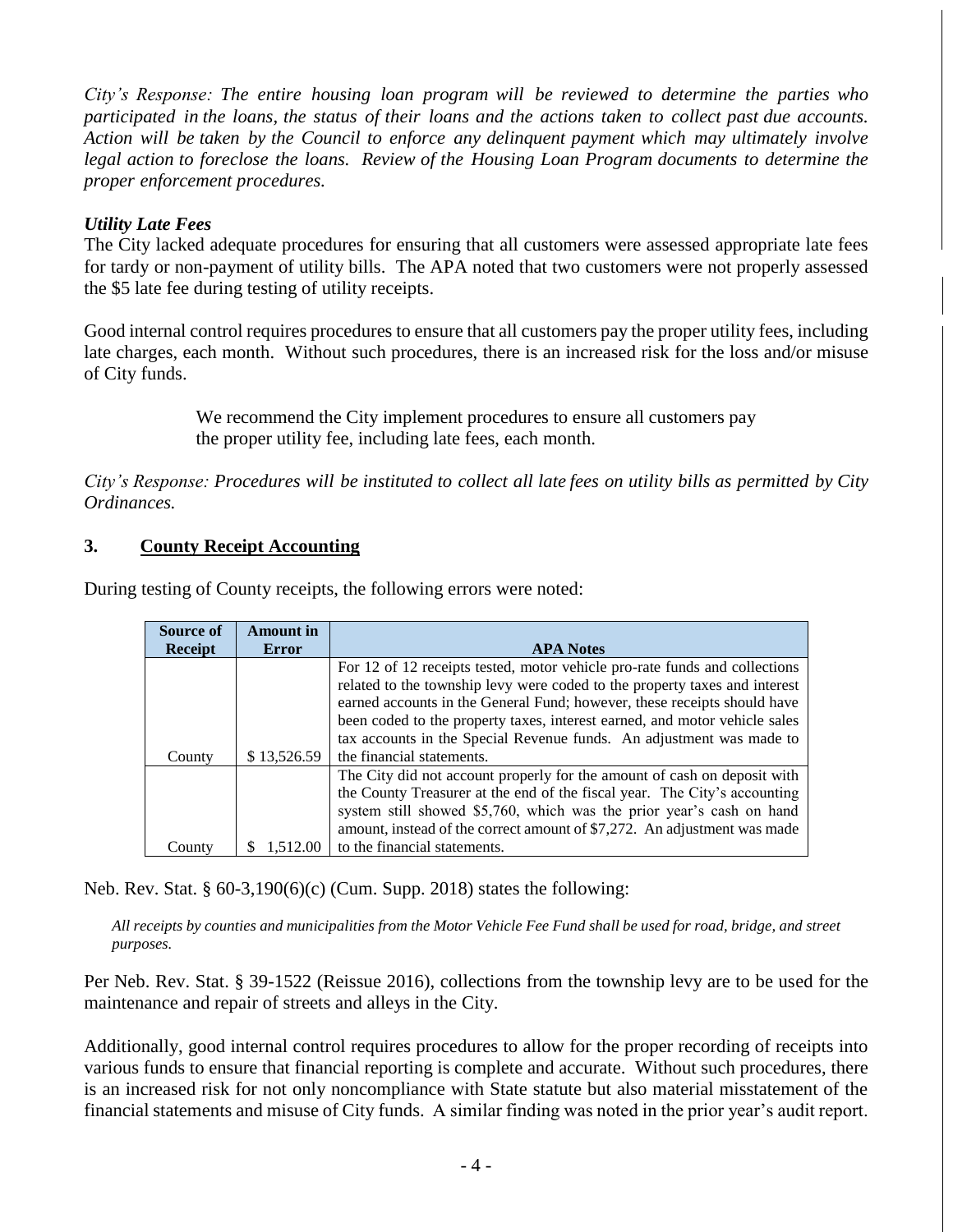*City's Response: The entire housing loan program will be reviewed to determine the parties who participated in the loans, the status of their loans and the actions taken to collect past due accounts. Action will be taken by the Council to enforce any delinquent payment which may ultimately involve legal action to foreclose the loans. Review of the Housing Loan Program documents to determine the proper enforcement procedures.*

***Utility Late Fees***

The City lacked adequate procedures for ensuring that all customers were assessed appropriate late fees for tardy or non-payment of utility bills. The APA noted that two customers were not properly assessed the $5 late fee during testing of utility receipts.

Good internal control requires procedures to ensure that all customers pay the proper utility fees, including late charges, each month. Without such procedures, there is an increased risk for the loss and/or misuse of City funds.

> We recommend the City implement procedures to ensure all customers pay the proper utility fee, including late fees, each month.

*City's Response: Procedures will be instituted to collect all late fees on utility bills as permitted by City Ordinances.*

## 3. County Receipt Accounting

During testing of County receipts, the following errors were noted:

| Source of Receipt | Amount in Error | APA Notes |
|---|---|---|
| County | $ 13,526.59 | For 12 of 12 receipts tested, motor vehicle pro-rate funds and collections related to the township levy were coded to the property taxes and interest earned accounts in the General Fund; however, these receipts should have been coded to the property taxes, interest earned, and motor vehicle sales tax accounts in the Special Revenue funds. An adjustment was made to the financial statements. |
| County | $ 1,512.00 | The City did not account properly for the amount of cash on deposit with the County Treasurer at the end of the fiscal year. The City's accounting system still showed $5,760, which was the prior year's cash on hand amount, instead of the correct amount of $7,272. An adjustment was made to the financial statements. |

Neb. Rev. Stat. § 60-3,190(6)(c) (Cum. Supp. 2018) states the following:

> *All receipts by counties and municipalities from the Motor Vehicle Fee Fund shall be used for road, bridge, and street purposes.*

Per Neb. Rev. Stat. § 39-1522 (Reissue 2016), collections from the township levy are to be used for the maintenance and repair of streets and alleys in the City.

Additionally, good internal control requires procedures to allow for the proper recording of receipts into various funds to ensure that financial reporting is complete and accurate. Without such procedures, there is an increased risk for not only noncompliance with State statute but also material misstatement of the financial statements and misuse of City funds. A similar finding was noted in the prior year's audit report.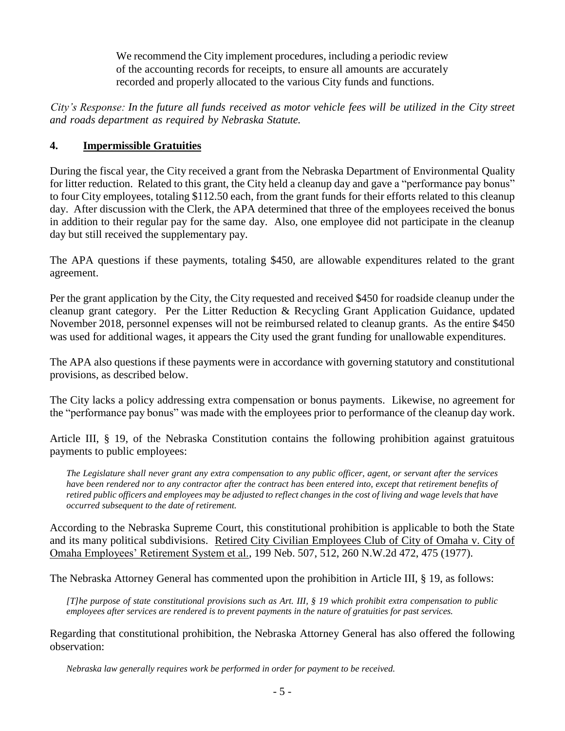> We recommend the City implement procedures, including a periodic review of the accounting records for receipts, to ensure all amounts are accurately recorded and properly allocated to the various City funds and functions.

*City's Response: In the future all funds received as motor vehicle fees will be utilized in the City street and roads department as required by Nebraska Statute.*

## 4. Impermissible Gratuities

During the fiscal year, the City received a grant from the Nebraska Department of Environmental Quality for litter reduction. Related to this grant, the City held a cleanup day and gave a "performance pay bonus" to four City employees, totaling $112.50 each, from the grant funds for their efforts related to this cleanup day. After discussion with the Clerk, the APA determined that three of the employees received the bonus in addition to their regular pay for the same day. Also, one employee did not participate in the cleanup day but still received the supplementary pay.

The APA questions if these payments, totaling $450, are allowable expenditures related to the grant agreement.

Per the grant application by the City, the City requested and received $450 for roadside cleanup under the cleanup grant category. Per the Litter Reduction & Recycling Grant Application Guidance, updated November 2018, personnel expenses will not be reimbursed related to cleanup grants. As the entire $450 was used for additional wages, it appears the City used the grant funding for unallowable expenditures.

The APA also questions if these payments were in accordance with governing statutory and constitutional provisions, as described below.

The City lacks a policy addressing extra compensation or bonus payments. Likewise, no agreement for the "performance pay bonus" was made with the employees prior to performance of the cleanup day work.

Article III, § 19, of the Nebraska Constitution contains the following prohibition against gratuitous payments to public employees:

> *The Legislature shall never grant any extra compensation to any public officer, agent, or servant after the services have been rendered nor to any contractor after the contract has been entered into, except that retirement benefits of retired public officers and employees may be adjusted to reflect changes in the cost of living and wage levels that have occurred subsequent to the date of retirement.*

According to the Nebraska Supreme Court, this constitutional prohibition is applicable to both the State and its many political subdivisions. Retired City Civilian Employees Club of City of Omaha v. City of Omaha Employees' Retirement System et al., 199 Neb. 507, 512, 260 N.W.2d 472, 475 (1977).

The Nebraska Attorney General has commented upon the prohibition in Article III, § 19, as follows:

> *[T]he purpose of state constitutional provisions such as Art. III, § 19 which prohibit extra compensation to public employees after services are rendered is to prevent payments in the nature of gratuities for past services.*

Regarding that constitutional prohibition, the Nebraska Attorney General has also offered the following observation:

> *Nebraska law generally requires work be performed in order for payment to be received.*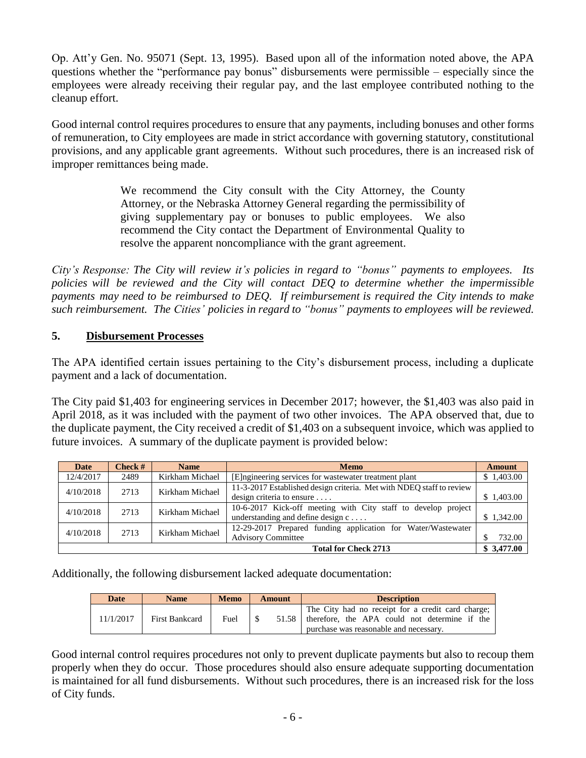Op. Att'y Gen. No. 95071 (Sept. 13, 1995). Based upon all of the information noted above, the APA questions whether the "performance pay bonus" disbursements were permissible – especially since the employees were already receiving their regular pay, and the last employee contributed nothing to the cleanup effort.

Good internal control requires procedures to ensure that any payments, including bonuses and other forms of remuneration, to City employees are made in strict accordance with governing statutory, constitutional provisions, and any applicable grant agreements. Without such procedures, there is an increased risk of improper remittances being made.

> We recommend the City consult with the City Attorney, the County Attorney, or the Nebraska Attorney General regarding the permissibility of giving supplementary pay or bonuses to public employees. We also recommend the City contact the Department of Environmental Quality to resolve the apparent noncompliance with the grant agreement.

*City's Response: The City will review it's policies in regard to "bonus" payments to employees. Its policies will be reviewed and the City will contact DEQ to determine whether the impermissible payments may need to be reimbursed to DEQ. If reimbursement is required the City intends to make such reimbursement. The Cities' policies in regard to "bonus" payments to employees will be reviewed.*

## 5. Disbursement Processes

The APA identified certain issues pertaining to the City's disbursement process, including a duplicate payment and a lack of documentation.

The City paid $1,403 for engineering services in December 2017; however, the $1,403 was also paid in April 2018, as it was included with the payment of two other invoices. The APA observed that, due to the duplicate payment, the City received a credit of $1,403 on a subsequent invoice, which was applied to future invoices. A summary of the duplicate payment is provided below:

| Date | Check # | Name | Memo | Amount |
|---|---|---|---|---|
| 12/4/2017 | 2489 | Kirkham Michael | [E]ngineering services for wastewater treatment plant | $ 1,403.00 |
| 4/10/2018 | 2713 | Kirkham Michael | 11-3-2017 Established design criteria. Met with NDEQ staff to review design criteria to ensure . . . . | $ 1,403.00 |
| 4/10/2018 | 2713 | Kirkham Michael | 10-6-2017 Kick-off meeting with City staff to develop project understanding and define design c . . . . | $ 1,342.00 |
| 4/10/2018 | 2713 | Kirkham Michael | 12-29-2017 Prepared funding application for Water/Wastewater Advisory Committee | $ 732.00 |
| **Total for Check 2713** | | | | **$ 3,477.00** |

Additionally, the following disbursement lacked adequate documentation:

| Date | Name | Memo | Amount | Description |
|---|---|---|---|---|
| 11/1/2017 | First Bankcard | Fuel | $ 51.58 | The City had no receipt for a credit card charge; therefore, the APA could not determine if the purchase was reasonable and necessary. |

Good internal control requires procedures not only to prevent duplicate payments but also to recoup them properly when they do occur. Those procedures should also ensure adequate supporting documentation is maintained for all fund disbursements. Without such procedures, there is an increased risk for the loss of City funds.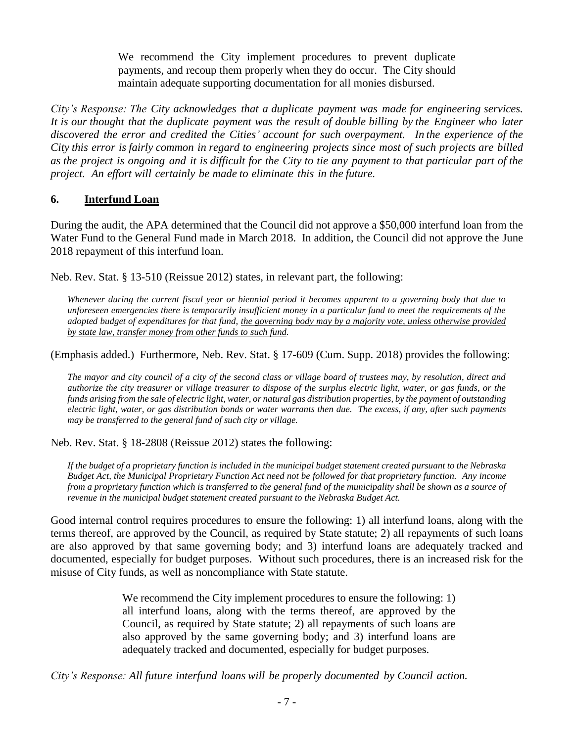> We recommend the City implement procedures to prevent duplicate payments, and recoup them properly when they do occur. The City should maintain adequate supporting documentation for all monies disbursed.

*City's Response: The City acknowledges that a duplicate payment was made for engineering services. It is our thought that the duplicate payment was the result of double billing by the Engineer who later discovered the error and credited the Cities' account for such overpayment. In the experience of the City this error is fairly common in regard to engineering projects since most of such projects are billed as the project is ongoing and it is difficult for the City to tie any payment to that particular part of the project. An effort will certainly be made to eliminate this in the future.*

## 6. Interfund Loan

During the audit, the APA determined that the Council did not approve a $50,000 interfund loan from the Water Fund to the General Fund made in March 2018. In addition, the Council did not approve the June 2018 repayment of this interfund loan.

Neb. Rev. Stat. § 13-510 (Reissue 2012) states, in relevant part, the following:

> *Whenever during the current fiscal year or biennial period it becomes apparent to a governing body that due to unforeseen emergencies there is temporarily insufficient money in a particular fund to meet the requirements of the adopted budget of expenditures for that fund, <u>the governing body may by a majority vote, unless otherwise provided by state law, transfer money from other funds to such fund</u>.*

(Emphasis added.) Furthermore, Neb. Rev. Stat. § 17-609 (Cum. Supp. 2018) provides the following:

> *The mayor and city council of a city of the second class or village board of trustees may, by resolution, direct and authorize the city treasurer or village treasurer to dispose of the surplus electric light, water, or gas funds, or the funds arising from the sale of electric light, water, or natural gas distribution properties, by the payment of outstanding electric light, water, or gas distribution bonds or water warrants then due. The excess, if any, after such payments may be transferred to the general fund of such city or village.*

Neb. Rev. Stat. § 18-2808 (Reissue 2012) states the following:

> *If the budget of a proprietary function is included in the municipal budget statement created pursuant to the Nebraska Budget Act, the Municipal Proprietary Function Act need not be followed for that proprietary function. Any income from a proprietary function which is transferred to the general fund of the municipality shall be shown as a source of revenue in the municipal budget statement created pursuant to the Nebraska Budget Act.*

Good internal control requires procedures to ensure the following: 1) all interfund loans, along with the terms thereof, are approved by the Council, as required by State statute; 2) all repayments of such loans are also approved by that same governing body; and 3) interfund loans are adequately tracked and documented, especially for budget purposes. Without such procedures, there is an increased risk for the misuse of City funds, as well as noncompliance with State statute.

> We recommend the City implement procedures to ensure the following: 1) all interfund loans, along with the terms thereof, are approved by the Council, as required by State statute; 2) all repayments of such loans are also approved by the same governing body; and 3) interfund loans are adequately tracked and documented, especially for budget purposes.

*City's Response: All future interfund loans will be properly documented by Council action.*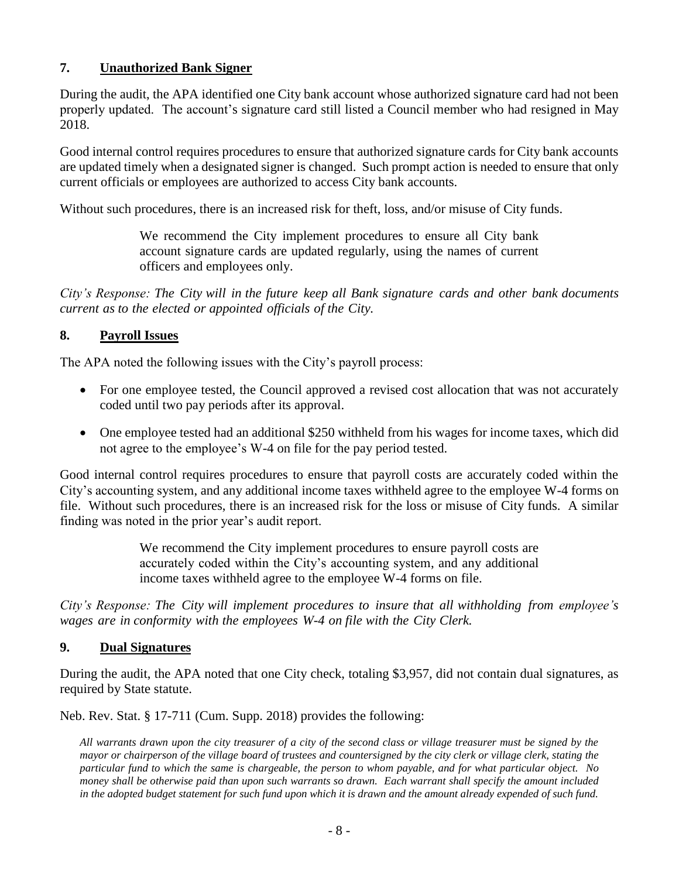## 7. Unauthorized Bank Signer

During the audit, the APA identified one City bank account whose authorized signature card had not been properly updated. The account's signature card still listed a Council member who had resigned in May 2018.

Good internal control requires procedures to ensure that authorized signature cards for City bank accounts are updated timely when a designated signer is changed. Such prompt action is needed to ensure that only current officials or employees are authorized to access City bank accounts.

Without such procedures, there is an increased risk for theft, loss, and/or misuse of City funds.

> We recommend the City implement procedures to ensure all City bank account signature cards are updated regularly, using the names of current officers and employees only.

*City's Response: The City will in the future keep all Bank signature cards and other bank documents current as to the elected or appointed officials of the City.*

## 8. Payroll Issues

The APA noted the following issues with the City's payroll process:

- For one employee tested, the Council approved a revised cost allocation that was not accurately coded until two pay periods after its approval.
- One employee tested had an additional $250 withheld from his wages for income taxes, which did not agree to the employee's W-4 on file for the pay period tested.

Good internal control requires procedures to ensure that payroll costs are accurately coded within the City's accounting system, and any additional income taxes withheld agree to the employee W-4 forms on file. Without such procedures, there is an increased risk for the loss or misuse of City funds. A similar finding was noted in the prior year's audit report.

> We recommend the City implement procedures to ensure payroll costs are accurately coded within the City's accounting system, and any additional income taxes withheld agree to the employee W-4 forms on file.

*City's Response: The City will implement procedures to insure that all withholding from employee's wages are in conformity with the employees W-4 on file with the City Clerk.*

## 9. Dual Signatures

During the audit, the APA noted that one City check, totaling $3,957, did not contain dual signatures, as required by State statute.

Neb. Rev. Stat. § 17-711 (Cum. Supp. 2018) provides the following:

> *All warrants drawn upon the city treasurer of a city of the second class or village treasurer must be signed by the mayor or chairperson of the village board of trustees and countersigned by the city clerk or village clerk, stating the particular fund to which the same is chargeable, the person to whom payable, and for what particular object. No money shall be otherwise paid than upon such warrants so drawn. Each warrant shall specify the amount included in the adopted budget statement for such fund upon which it is drawn and the amount already expended of such fund.*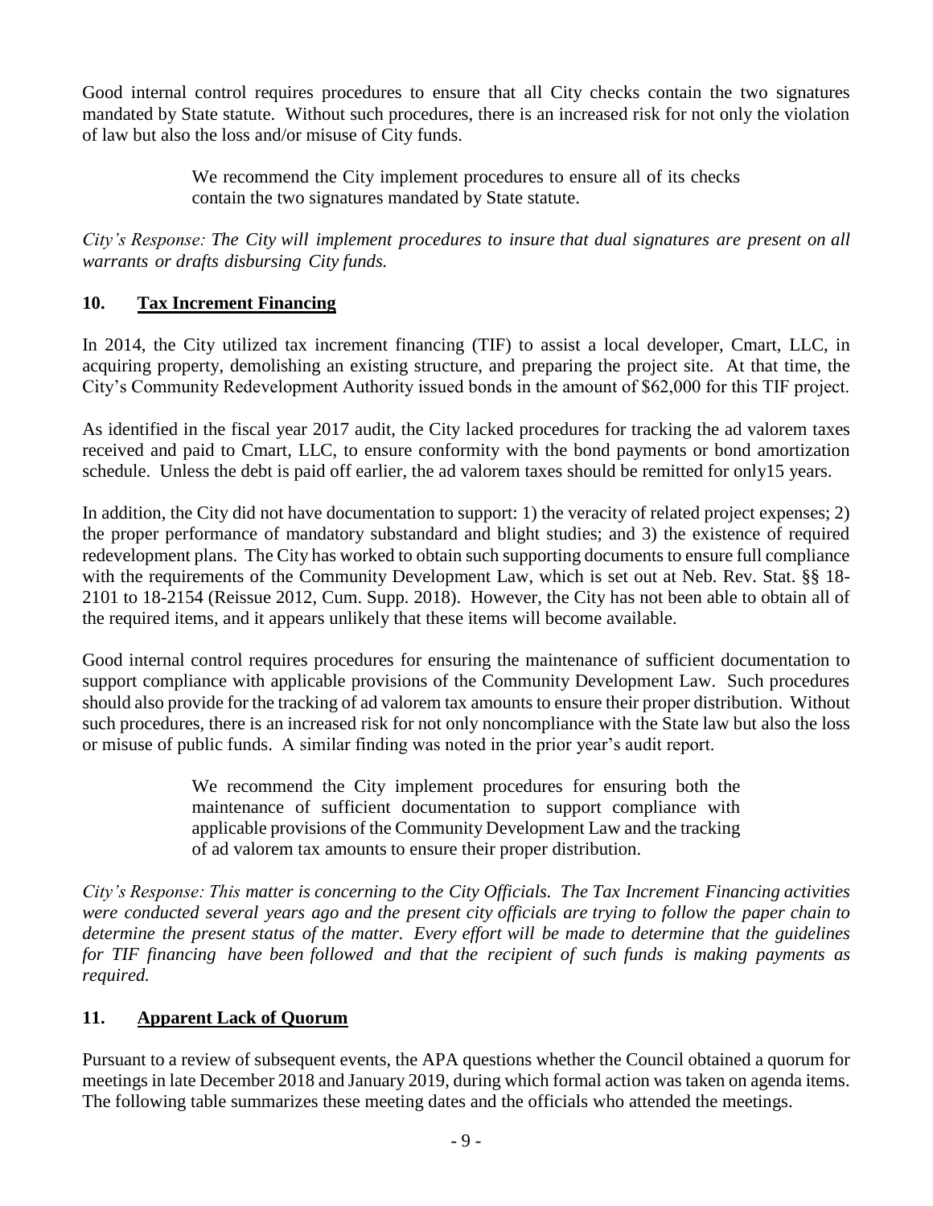Good internal control requires procedures to ensure that all City checks contain the two signatures mandated by State statute. Without such procedures, there is an increased risk for not only the violation of law but also the loss and/or misuse of City funds.

> We recommend the City implement procedures to ensure all of its checks contain the two signatures mandated by State statute.

*City's Response: The City will implement procedures to insure that dual signatures are present on all warrants or drafts disbursing City funds.*

## 10. Tax Increment Financing

In 2014, the City utilized tax increment financing (TIF) to assist a local developer, Cmart, LLC, in acquiring property, demolishing an existing structure, and preparing the project site. At that time, the City's Community Redevelopment Authority issued bonds in the amount of $62,000 for this TIF project.

As identified in the fiscal year 2017 audit, the City lacked procedures for tracking the ad valorem taxes received and paid to Cmart, LLC, to ensure conformity with the bond payments or bond amortization schedule. Unless the debt is paid off earlier, the ad valorem taxes should be remitted for only15 years.

In addition, the City did not have documentation to support: 1) the veracity of related project expenses; 2) the proper performance of mandatory substandard and blight studies; and 3) the existence of required redevelopment plans. The City has worked to obtain such supporting documents to ensure full compliance with the requirements of the Community Development Law, which is set out at Neb. Rev. Stat. §§ 18-2101 to 18-2154 (Reissue 2012, Cum. Supp. 2018). However, the City has not been able to obtain all of the required items, and it appears unlikely that these items will become available.

Good internal control requires procedures for ensuring the maintenance of sufficient documentation to support compliance with applicable provisions of the Community Development Law. Such procedures should also provide for the tracking of ad valorem tax amounts to ensure their proper distribution. Without such procedures, there is an increased risk for not only noncompliance with the State law but also the loss or misuse of public funds. A similar finding was noted in the prior year's audit report.

> We recommend the City implement procedures for ensuring both the maintenance of sufficient documentation to support compliance with applicable provisions of the Community Development Law and the tracking of ad valorem tax amounts to ensure their proper distribution.

*City's Response: This matter is concerning to the City Officials. The Tax Increment Financing activities were conducted several years ago and the present city officials are trying to follow the paper chain to determine the present status of the matter. Every effort will be made to determine that the guidelines for TIF financing have been followed and that the recipient of such funds is making payments as required.*

## 11. Apparent Lack of Quorum

Pursuant to a review of subsequent events, the APA questions whether the Council obtained a quorum for meetings in late December 2018 and January 2019, during which formal action was taken on agenda items. The following table summarizes these meeting dates and the officials who attended the meetings.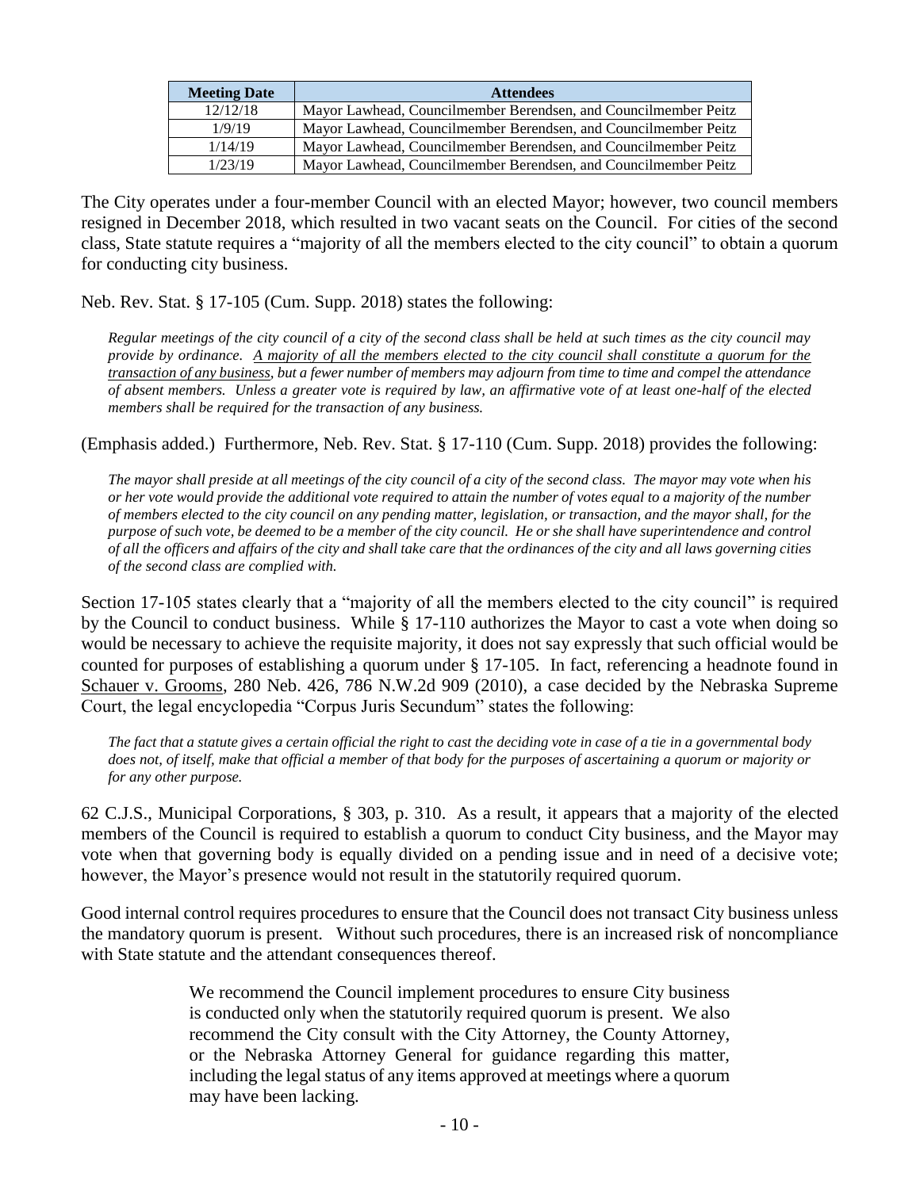| Meeting Date | Attendees |
|---|---|
| 12/12/18 | Mayor Lawhead, Councilmember Berendsen, and Councilmember Peitz |
| 1/9/19 | Mayor Lawhead, Councilmember Berendsen, and Councilmember Peitz |
| 1/14/19 | Mayor Lawhead, Councilmember Berendsen, and Councilmember Peitz |
| 1/23/19 | Mayor Lawhead, Councilmember Berendsen, and Councilmember Peitz |

The City operates under a four-member Council with an elected Mayor; however, two council members resigned in December 2018, which resulted in two vacant seats on the Council. For cities of the second class, State statute requires a "majority of all the members elected to the city council" to obtain a quorum for conducting city business.

Neb. Rev. Stat. § 17-105 (Cum. Supp. 2018) states the following:

> *Regular meetings of the city council of a city of the second class shall be held at such times as the city council may provide by ordinance. <u>A majority of all the members elected to the city council shall constitute a quorum for the transaction of any business</u>, but a fewer number of members may adjourn from time to time and compel the attendance of absent members. Unless a greater vote is required by law, an affirmative vote of at least one-half of the elected members shall be required for the transaction of any business.*

(Emphasis added.) Furthermore, Neb. Rev. Stat. § 17-110 (Cum. Supp. 2018) provides the following:

> *The mayor shall preside at all meetings of the city council of a city of the second class. The mayor may vote when his or her vote would provide the additional vote required to attain the number of votes equal to a majority of the number of members elected to the city council on any pending matter, legislation, or transaction, and the mayor shall, for the purpose of such vote, be deemed to be a member of the city council. He or she shall have superintendence and control of all the officers and affairs of the city and shall take care that the ordinances of the city and all laws governing cities of the second class are complied with.*

Section 17-105 states clearly that a "majority of all the members elected to the city council" is required by the Council to conduct business. While § 17-110 authorizes the Mayor to cast a vote when doing so would be necessary to achieve the requisite majority, it does not say expressly that such official would be counted for purposes of establishing a quorum under § 17-105. In fact, referencing a headnote found in <u>Schauer v. Grooms</u>, 280 Neb. 426, 786 N.W.2d 909 (2010), a case decided by the Nebraska Supreme Court, the legal encyclopedia "Corpus Juris Secundum" states the following:

> *The fact that a statute gives a certain official the right to cast the deciding vote in case of a tie in a governmental body does not, of itself, make that official a member of that body for the purposes of ascertaining a quorum or majority or for any other purpose.*

62 C.J.S., Municipal Corporations, § 303, p. 310. As a result, it appears that a majority of the elected members of the Council is required to establish a quorum to conduct City business, and the Mayor may vote when that governing body is equally divided on a pending issue and in need of a decisive vote; however, the Mayor's presence would not result in the statutorily required quorum.

Good internal control requires procedures to ensure that the Council does not transact City business unless the mandatory quorum is present. Without such procedures, there is an increased risk of noncompliance with State statute and the attendant consequences thereof.

> We recommend the Council implement procedures to ensure City business is conducted only when the statutorily required quorum is present. We also recommend the City consult with the City Attorney, the County Attorney, or the Nebraska Attorney General for guidance regarding this matter, including the legal status of any items approved at meetings where a quorum may have been lacking.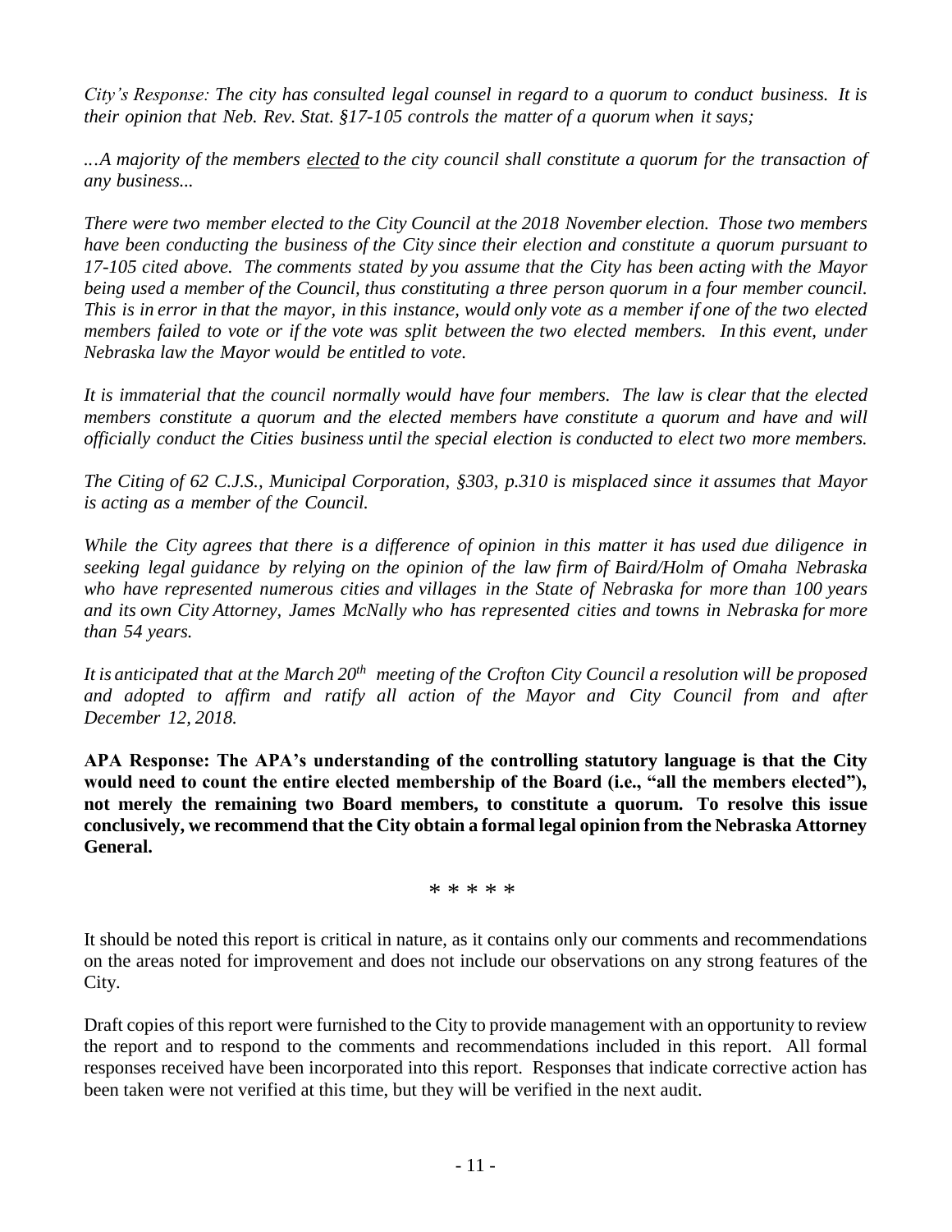*City's Response: The city has consulted legal counsel in regard to a quorum to conduct business. It is their opinion that Neb. Rev. Stat. §17-105 controls the matter of a quorum when it says;*

*...A majority of the members <u>elected</u> to the city council shall constitute a quorum for the transaction of any business...*

*There were two member elected to the City Council at the 2018 November election. Those two members have been conducting the business of the City since their election and constitute a quorum pursuant to 17-105 cited above. The comments stated by you assume that the City has been acting with the Mayor being used a member of the Council, thus constituting a three person quorum in a four member council. This is in error in that the mayor, in this instance, would only vote as a member if one of the two elected members failed to vote or if the vote was split between the two elected members. In this event, under Nebraska law the Mayor would be entitled to vote.*

*It is immaterial that the council normally would have four members. The law is clear that the elected members constitute a quorum and the elected members have constitute a quorum and have and will officially conduct the Cities business until the special election is conducted to elect two more members.*

*The Citing of 62 C.J.S., Municipal Corporation, §303, p.310 is misplaced since it assumes that Mayor is acting as a member of the Council.*

*While the City agrees that there is a difference of opinion in this matter it has used due diligence in seeking legal guidance by relying on the opinion of the law firm of Baird/Holm of Omaha Nebraska who have represented numerous cities and villages in the State of Nebraska for more than 100 years and its own City Attorney, James McNally who has represented cities and towns in Nebraska for more than 54 years.*

*It is anticipated that at the March 20th meeting of the Crofton City Council a resolution will be proposed and adopted to affirm and ratify all action of the Mayor and City Council from and after December 12, 2018.*

**APA Response: The APA's understanding of the controlling statutory language is that the City would need to count the entire elected membership of the Board (i.e., "all the members elected"), not merely the remaining two Board members, to constitute a quorum. To resolve this issue conclusively, we recommend that the City obtain a formal legal opinion from the Nebraska Attorney General.**

\* \* \* \* \*

It should be noted this report is critical in nature, as it contains only our comments and recommendations on the areas noted for improvement and does not include our observations on any strong features of the City.

Draft copies of this report were furnished to the City to provide management with an opportunity to review the report and to respond to the comments and recommendations included in this report. All formal responses received have been incorporated into this report. Responses that indicate corrective action has been taken were not verified at this time, but they will be verified in the next audit.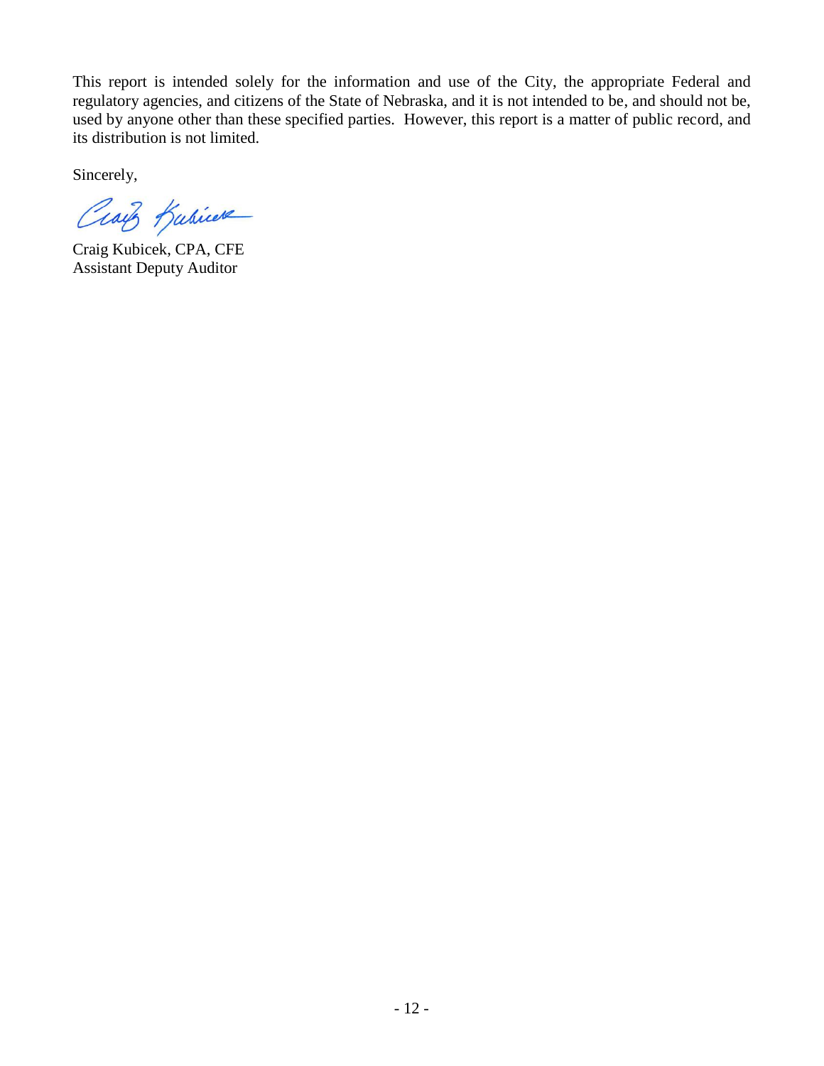This report is intended solely for the information and use of the City, the appropriate Federal and regulatory agencies, and citizens of the State of Nebraska, and it is not intended to be, and should not be, used by anyone other than these specified parties. However, this report is a matter of public record, and its distribution is not limited.

Sincerely,

Craig Kubicek, CPA, CFE
Assistant Deputy Auditor